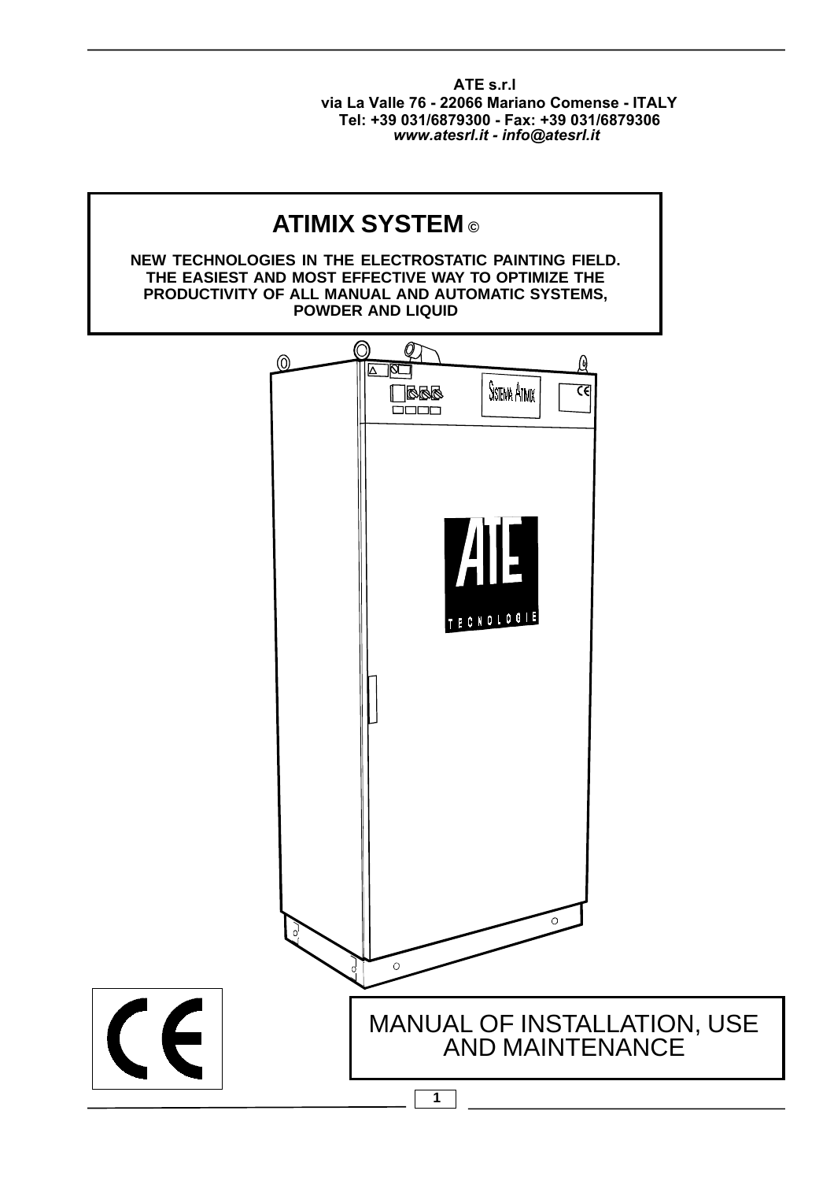**ATE s.r.l**
**via La Valle 76 - 22066 Mariano Comense - ITALY**
**Tel: +39 031/6879300 - Fax: +39 031/6879306**
***www.atesrl.it - info@atesrl.it***

# ATIMIX SYSTEM ©

**NEW TECHNOLOGIES IN THE ELECTROSTATIC PAINTING FIELD. THE EASIEST AND MOST EFFECTIVE WAY TO OPTIMIZE THE PRODUCTIVITY OF ALL MANUAL AND AUTOMATIC SYSTEMS, POWDER AND LIQUID**

MANUAL OF INSTALLATION, USE AND MAINTENANCE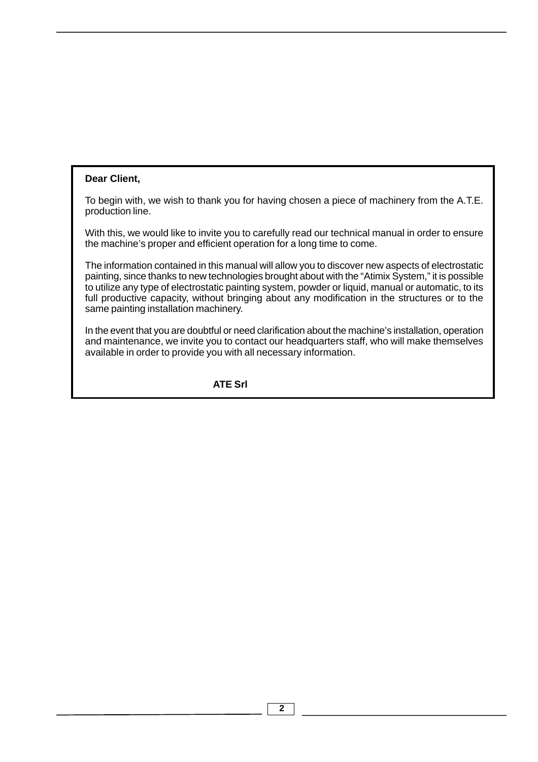**Dear Client,**

To begin with, we wish to thank you for having chosen a piece of machinery from the A.T.E. production line.

With this, we would like to invite you to carefully read our technical manual in order to ensure the machine's proper and efficient operation for a long time to come.

The information contained in this manual will allow you to discover new aspects of electrostatic painting, since thanks to new technologies brought about with the "Atimix System," it is possible to utilize any type of electrostatic painting system, powder or liquid, manual or automatic, to its full productive capacity, without bringing about any modification in the structures or to the same painting installation machinery.

In the event that you are doubtful or need clarification about the machine's installation, operation and maintenance, we invite you to contact our headquarters staff, who will make themselves available in order to provide you with all necessary information.

**ATE Srl**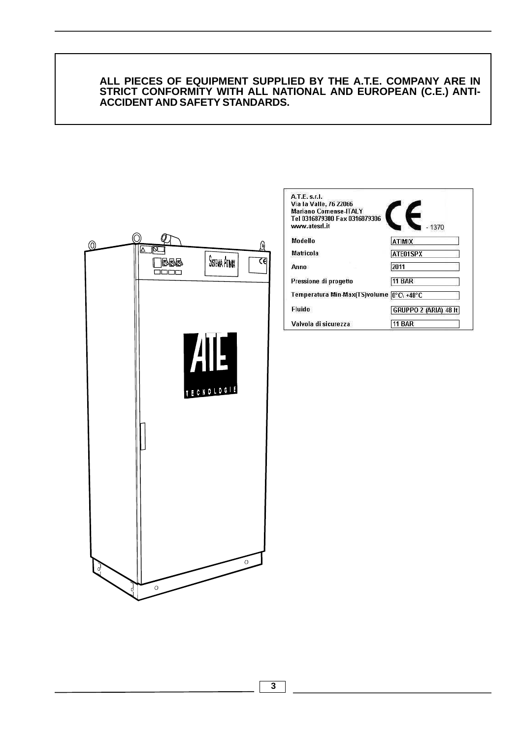**ALL PIECES OF EQUIPMENT SUPPLIED BY THE A.T.E. COMPANY ARE IN STRICT CONFORMITY WITH ALL NATIONAL AND EUROPEAN (C.E.) ANTI-ACCIDENT AND SAFETY STANDARDS.**

A.T.E. s.r.l.
Via la Valle, 76 22066
Mariano Comense-ITALY
Tel 0316879300 Fax 0316879306
www.atesrl.it

CE - 1370

| | |
|---|---|
| Modello | ATIMIX |
| Matricola | ATE01SPX |
| Anno | 2011 |
| Pressione di progetto | 11 BAR |
| Temperatura Min-Max(TS)volume | 0°C\ +40°C |
| Fluido | GRUPPO 2 (ARIA) 48 lt |
| Valvola di sicurezza | 11 BAR |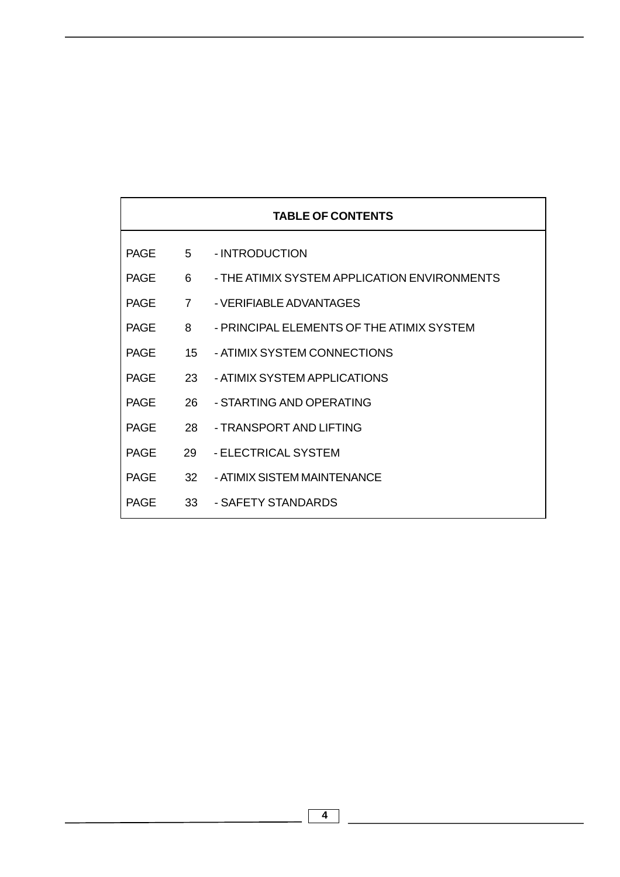## TABLE OF CONTENTS

| | | |
|---|---|---|
| PAGE | 5 | - INTRODUCTION |
| PAGE | 6 | - THE ATIMIX SYSTEM APPLICATION ENVIRONMENTS |
| PAGE | 7 | - VERIFIABLE ADVANTAGES |
| PAGE | 8 | - PRINCIPAL ELEMENTS OF THE ATIMIX SYSTEM |
| PAGE | 15 | - ATIMIX SYSTEM CONNECTIONS |
| PAGE | 23 | - ATIMIX SYSTEM APPLICATIONS |
| PAGE | 26 | - STARTING AND OPERATING |
| PAGE | 28 | - TRANSPORT AND LIFTING |
| PAGE | 29 | - ELECTRICAL SYSTEM |
| PAGE | 32 | - ATIMIX SISTEM MAINTENANCE |
| PAGE | 33 | - SAFETY STANDARDS |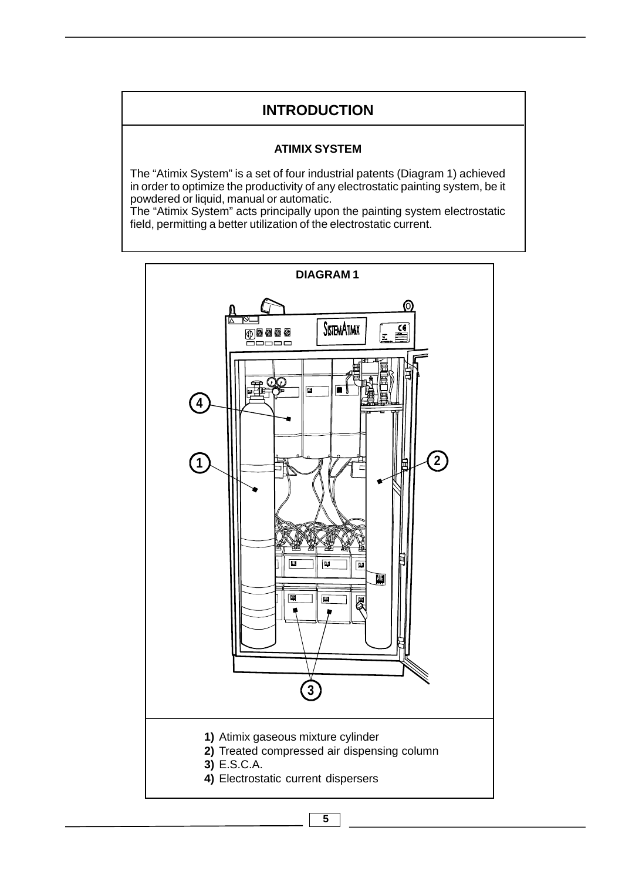# INTRODUCTION

## ATIMIX SYSTEM

The "Atimix System" is a set of four industrial patents (Diagram 1) achieved in order to optimize the productivity of any electrostatic painting system, be it powdered or liquid, manual or automatic.
The "Atimix System" acts principally upon the painting system electrostatic field, permitting a better utilization of the electrostatic current.

**DIAGRAM 1**

1) Atimix gaseous mixture cylinder
2) Treated compressed air dispensing column
3) E.S.C.A.
4) Electrostatic current dispersers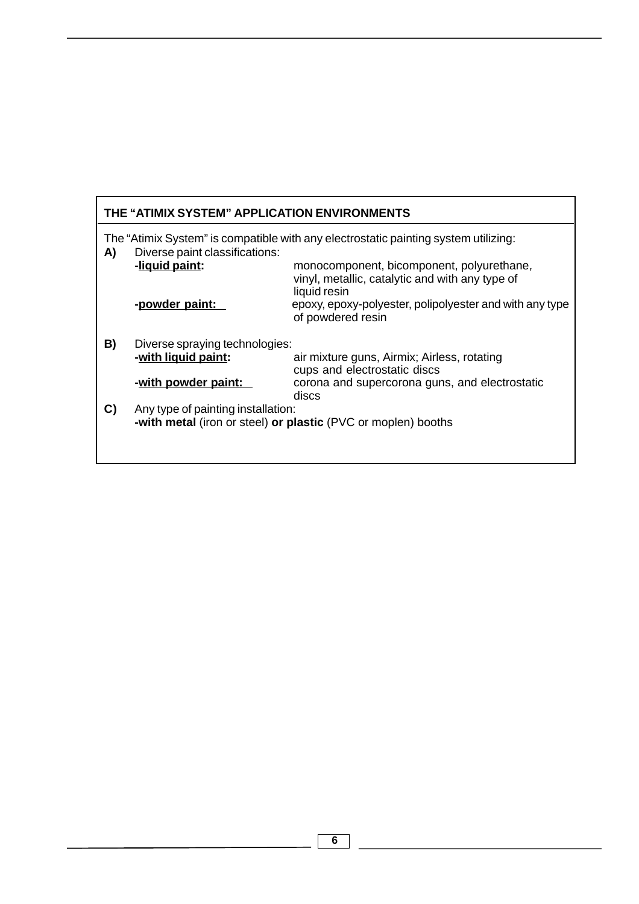## THE "ATIMIX SYSTEM" APPLICATION ENVIRONMENTS

The "Atimix System" is compatible with any electrostatic painting system utilizing:

**A)** Diverse paint classifications:

- **-liquid paint:** monocomponent, bicomponent, polyurethane, vinyl, metallic, catalytic and with any type of liquid resin
- **-powder paint:** epoxy, epoxy-polyester, polipolyester and with any type of powdered resin

**B)** Diverse spraying technologies:

- **-with liquid paint:** air mixture guns, Airmix; Airless, rotating cups and electrostatic discs
- **-with powder paint:** corona and supercorona guns, and electrostatic discs

**C)** Any type of painting installation:

**-with metal** (iron or steel) **or plastic** (PVC or moplen) booths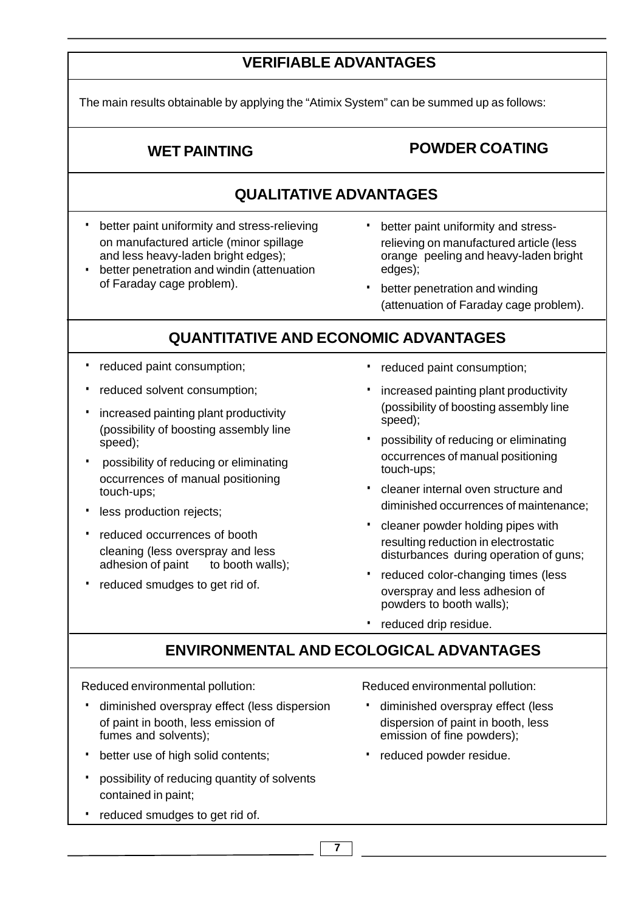## VERIFIABLE ADVANTAGES

The main results obtainable by applying the “Atimix System” can be summed up as follows:

| WET PAINTING | POWDER COATING |
| --- | --- |

### QUALITATIVE ADVANTAGES

**WET PAINTING**

- better paint uniformity and stress-relieving on manufactured article (minor spillage and less heavy-laden bright edges);
- better penetration and windin (attenuation of Faraday cage problem).

**POWDER COATING**

- better paint uniformity and stress-relieving on manufactured article (less orange peeling and heavy-laden bright edges);
- better penetration and winding (attenuation of Faraday cage problem).

### QUANTITATIVE AND ECONOMIC ADVANTAGES

**WET PAINTING**

- reduced paint consumption;
- reduced solvent consumption;
- increased painting plant productivity (possibility of boosting assembly line speed);
- possibility of reducing or eliminating occurrences of manual positioning touch-ups;
- less production rejects;
- reduced occurrences of booth cleaning (less overspray and less adhesion of paint to booth walls);
- reduced smudges to get rid of.

**POWDER COATING**

- reduced paint consumption;
- increased painting plant productivity (possibility of boosting assembly line speed);
- possibility of reducing or eliminating occurrences of manual positioning touch-ups;
- cleaner internal oven structure and diminished occurrences of maintenance;
- cleaner powder holding pipes with resulting reduction in electrostatic disturbances during operation of guns;
- reduced color-changing times (less overspray and less adhesion of powders to booth walls);
- reduced drip residue.

### ENVIRONMENTAL AND ECOLOGICAL ADVANTAGES

**WET PAINTING**

Reduced environmental pollution:

- diminished overspray effect (less dispersion of paint in booth, less emission of fumes and solvents);
- better use of high solid contents;
- possibility of reducing quantity of solvents contained in paint;
- reduced smudges to get rid of.

**POWDER COATING**

Reduced environmental pollution:

- diminished overspray effect (less dispersion of paint in booth, less emission of fine powders);
- reduced powder residue.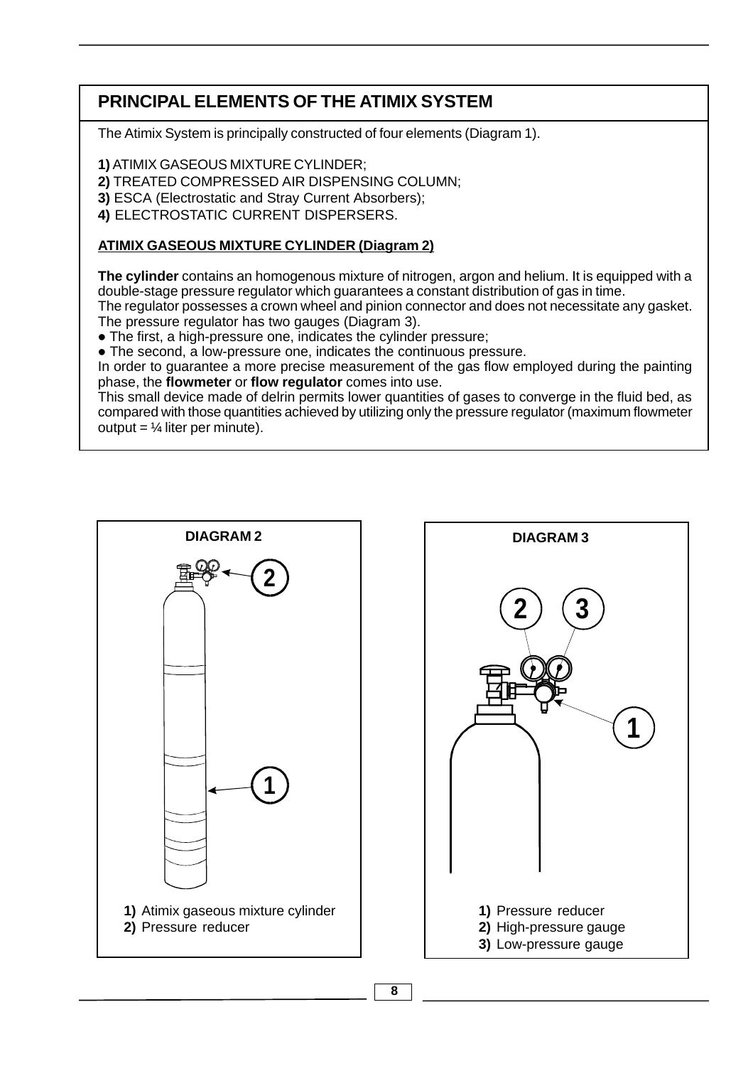## PRINCIPAL ELEMENTS OF THE ATIMIX SYSTEM

The Atimix System is principally constructed of four elements (Diagram 1).

**1)** ATIMIX GASEOUS MIXTURE CYLINDER;
**2)** TREATED COMPRESSED AIR DISPENSING COLUMN;
**3)** ESCA (Electrostatic and Stray Current Absorbers);
**4)** ELECTROSTATIC CURRENT DISPERSERS.

### ATIMIX GASEOUS MIXTURE CYLINDER (Diagram 2)

**The cylinder** contains an homogenous mixture of nitrogen, argon and helium. It is equipped with a double-stage pressure regulator which guarantees a constant distribution of gas in time.
The regulator possesses a crown wheel and pinion connector and does not necessitate any gasket.
The pressure regulator has two gauges (Diagram 3).

- The first, a high-pressure one, indicates the cylinder pressure;
- The second, a low-pressure one, indicates the continuous pressure.

In order to guarantee a more precise measurement of the gas flow employed during the painting phase, the **flowmeter** or **flow regulator** comes into use.
This small device made of delrin permits lower quantities of gases to converge in the fluid bed, as compared with those quantities achieved by utilizing only the pressure regulator (maximum flowmeter output = ¼ liter per minute).

**DIAGRAM 2**

**1)** Atimix gaseous mixture cylinder
**2)** Pressure reducer

**DIAGRAM 3**

**1)** Pressure reducer
**2)** High-pressure gauge
**3)** Low-pressure gauge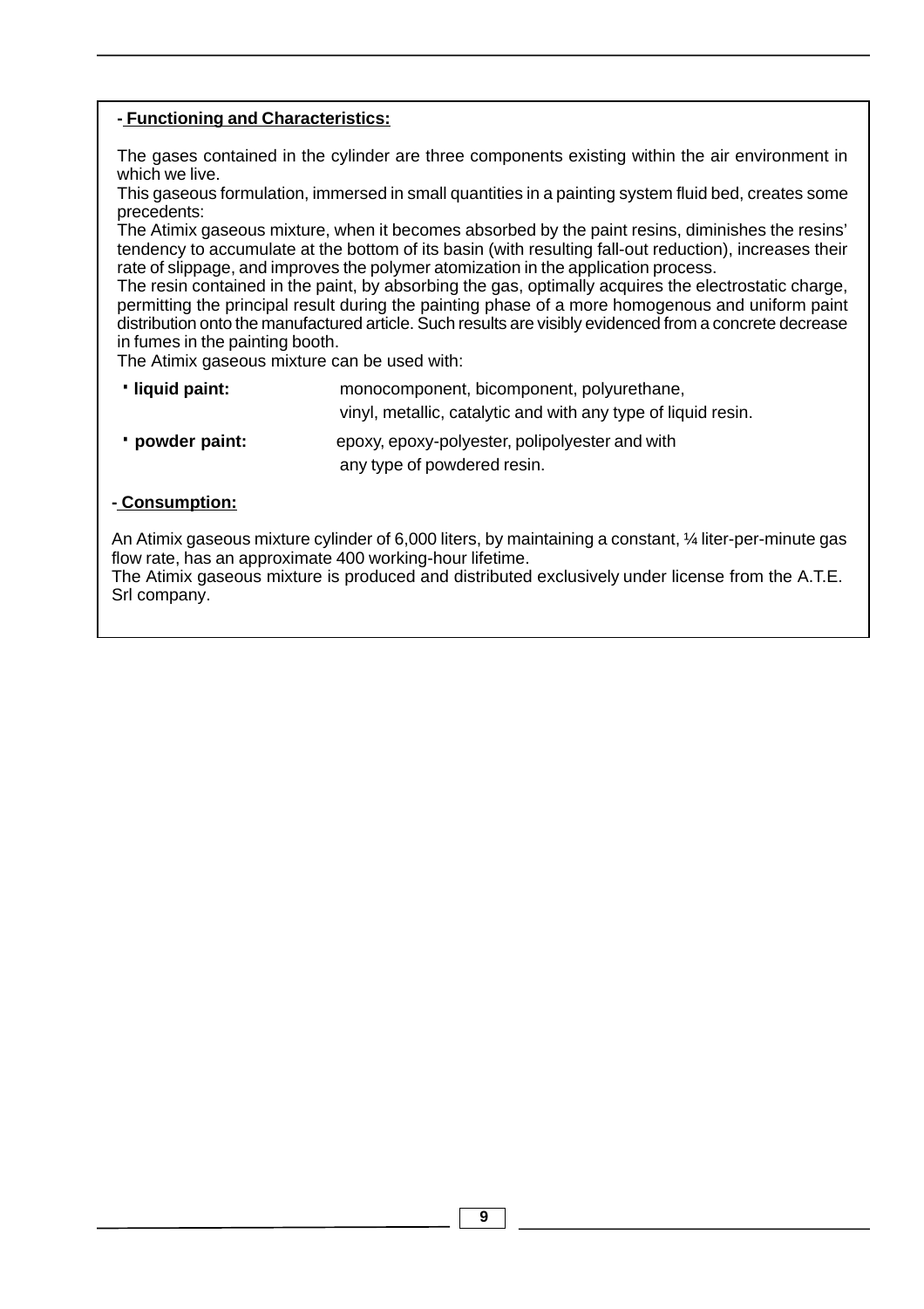**- Functioning and Characteristics:**

The gases contained in the cylinder are three components existing within the air environment in which we live.
This gaseous formulation, immersed in small quantities in a painting system fluid bed, creates some precedents:
The Atimix gaseous mixture, when it becomes absorbed by the paint resins, diminishes the resins' tendency to accumulate at the bottom of its basin (with resulting fall-out reduction), increases their rate of slippage, and improves the polymer atomization in the application process.
The resin contained in the paint, by absorbing the gas, optimally acquires the electrostatic charge, permitting the principal result during the painting phase of a more homogenous and uniform paint distribution onto the manufactured article. Such results are visibly evidenced from a concrete decrease in fumes in the painting booth.
The Atimix gaseous mixture can be used with:

- **liquid paint:** monocomponent, bicomponent, polyurethane, vinyl, metallic, catalytic and with any type of liquid resin.
- **powder paint:** epoxy, epoxy-polyester, polipolyester and with any type of powdered resin.

**- Consumption:**

An Atimix gaseous mixture cylinder of 6,000 liters, by maintaining a constant, ¼ liter-per-minute gas flow rate, has an approximate 400 working-hour lifetime.
The Atimix gaseous mixture is produced and distributed exclusively under license from the A.T.E. Srl company.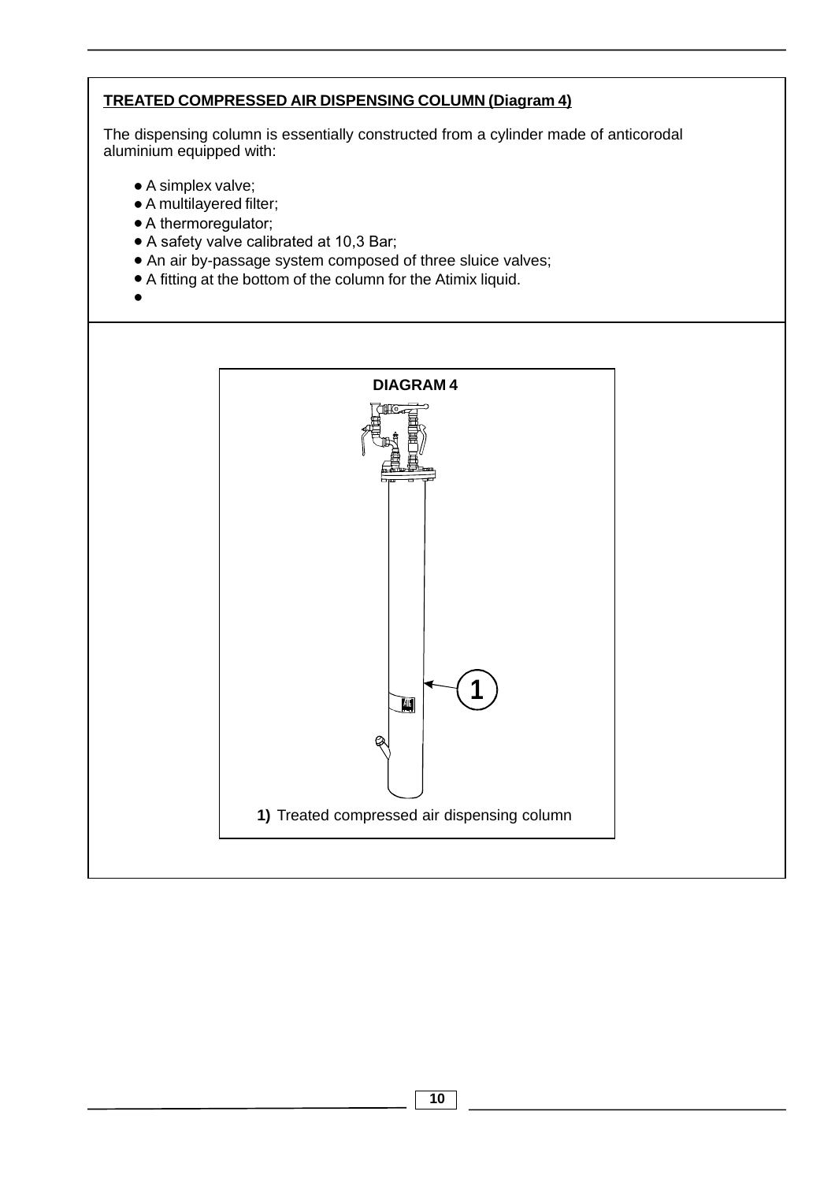**TREATED COMPRESSED AIR DISPENSING COLUMN (Diagram 4)**

The dispensing column is essentially constructed from a cylinder made of anticorodal aluminium equipped with:

- A simplex valve;
- A multilayered filter;
- A thermoregulator;
- A safety valve calibrated at 10,3 Bar;
- An air by-passage system composed of three sluice valves;
- A fitting at the bottom of the column for the Atimix liquid.
- 

**DIAGRAM 4**

**1)** Treated compressed air dispensing column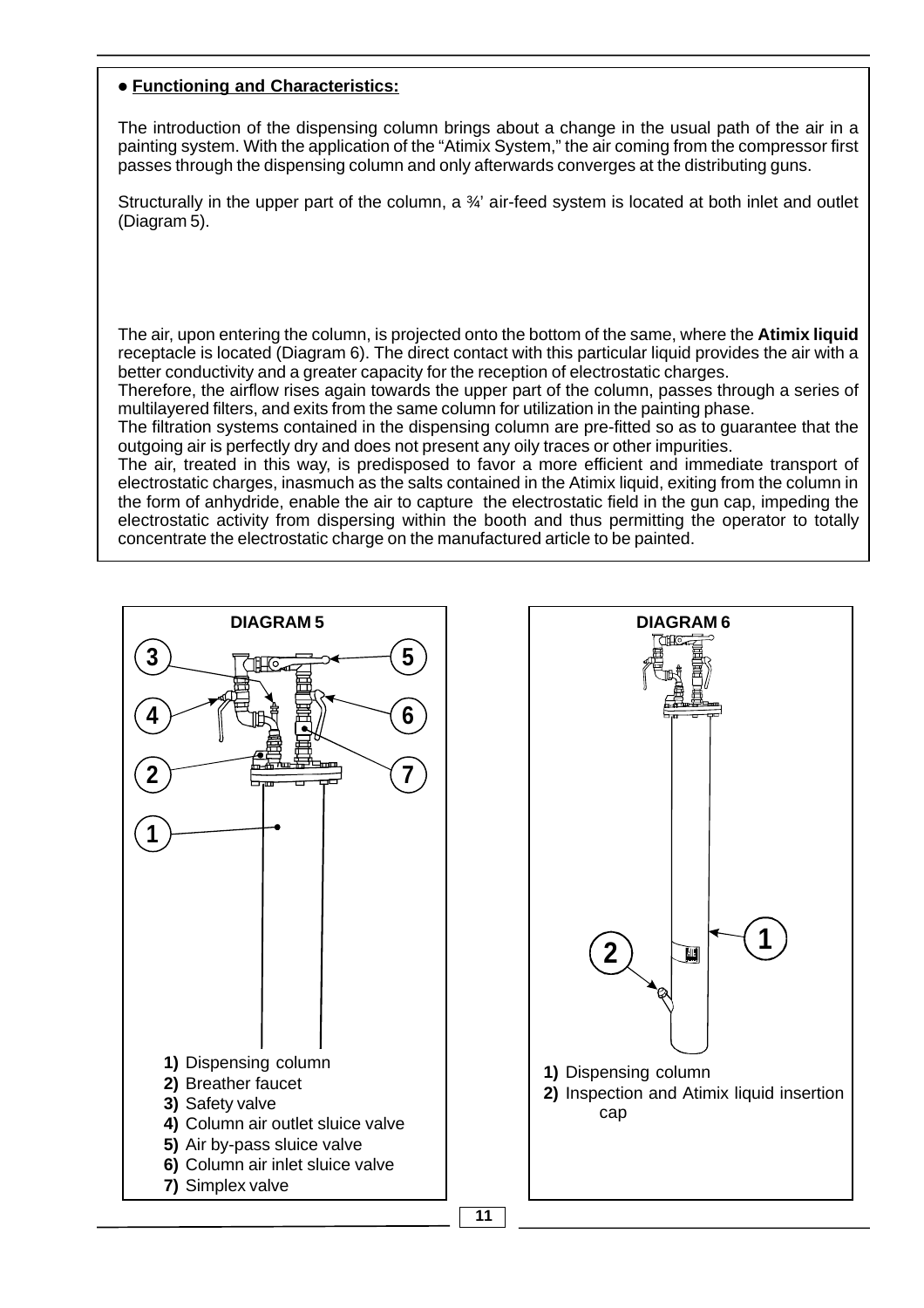- **Functioning and Characteristics:**

The introduction of the dispensing column brings about a change in the usual path of the air in a painting system. With the application of the "Atimix System," the air coming from the compressor first passes through the dispensing column and only afterwards converges at the distributing guns.

Structurally in the upper part of the column, a ¾' air-feed system is located at both inlet and outlet (Diagram 5).

The air, upon entering the column, is projected onto the bottom of the same, where the **Atimix liquid** receptacle is located (Diagram 6). The direct contact with this particular liquid provides the air with a better conductivity and a greater capacity for the reception of electrostatic charges.
Therefore, the airflow rises again towards the upper part of the column, passes through a series of multilayered filters, and exits from the same column for utilization in the painting phase.
The filtration systems contained in the dispensing column are pre-fitted so as to guarantee that the outgoing air is perfectly dry and does not present any oily traces or other impurities.
The air, treated in this way, is predisposed to favor a more efficient and immediate transport of electrostatic charges, inasmuch as the salts contained in the Atimix liquid, exiting from the column in the form of anhydride, enable the air to capture the electrostatic field in the gun cap, impeding the electrostatic activity from dispersing within the booth and thus permitting the operator to totally concentrate the electrostatic charge on the manufactured article to be painted.

**DIAGRAM 5**

1) Dispensing column
2) Breather faucet
3) Safety valve
4) Column air outlet sluice valve
5) Air by-pass sluice valve
6) Column air inlet sluice valve
7) Simplex valve

**DIAGRAM 6**

1) Dispensing column
2) Inspection and Atimix liquid insertion cap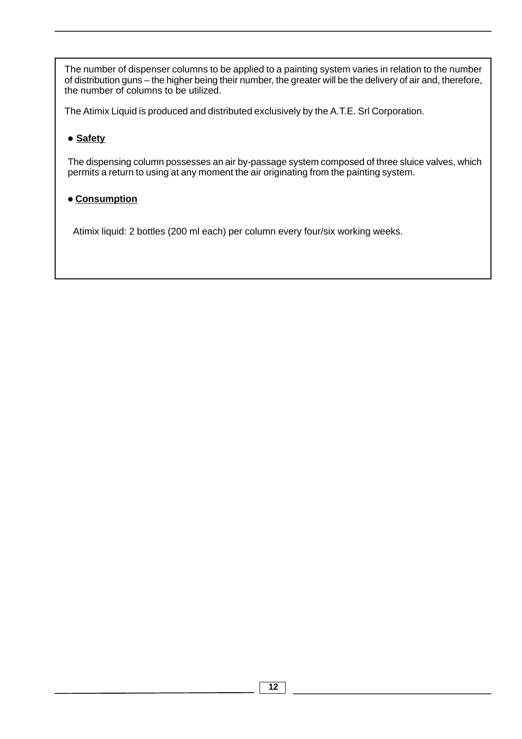The number of dispenser columns to be applied to a painting system varies in relation to the number of distribution guns – the higher being their number, the greater will be the delivery of air and, therefore, the number of columns to be utilized.

The Atimix Liquid is produced and distributed exclusively by the A.T.E. Srl Corporation.

- **Safety**

The dispensing column possesses an air by-passage system composed of three sluice valves, which permits a return to using at any moment the air originating from the painting system.

- **Consumption**

Atimix liquid: 2 bottles (200 ml each) per column every four/six working weeks.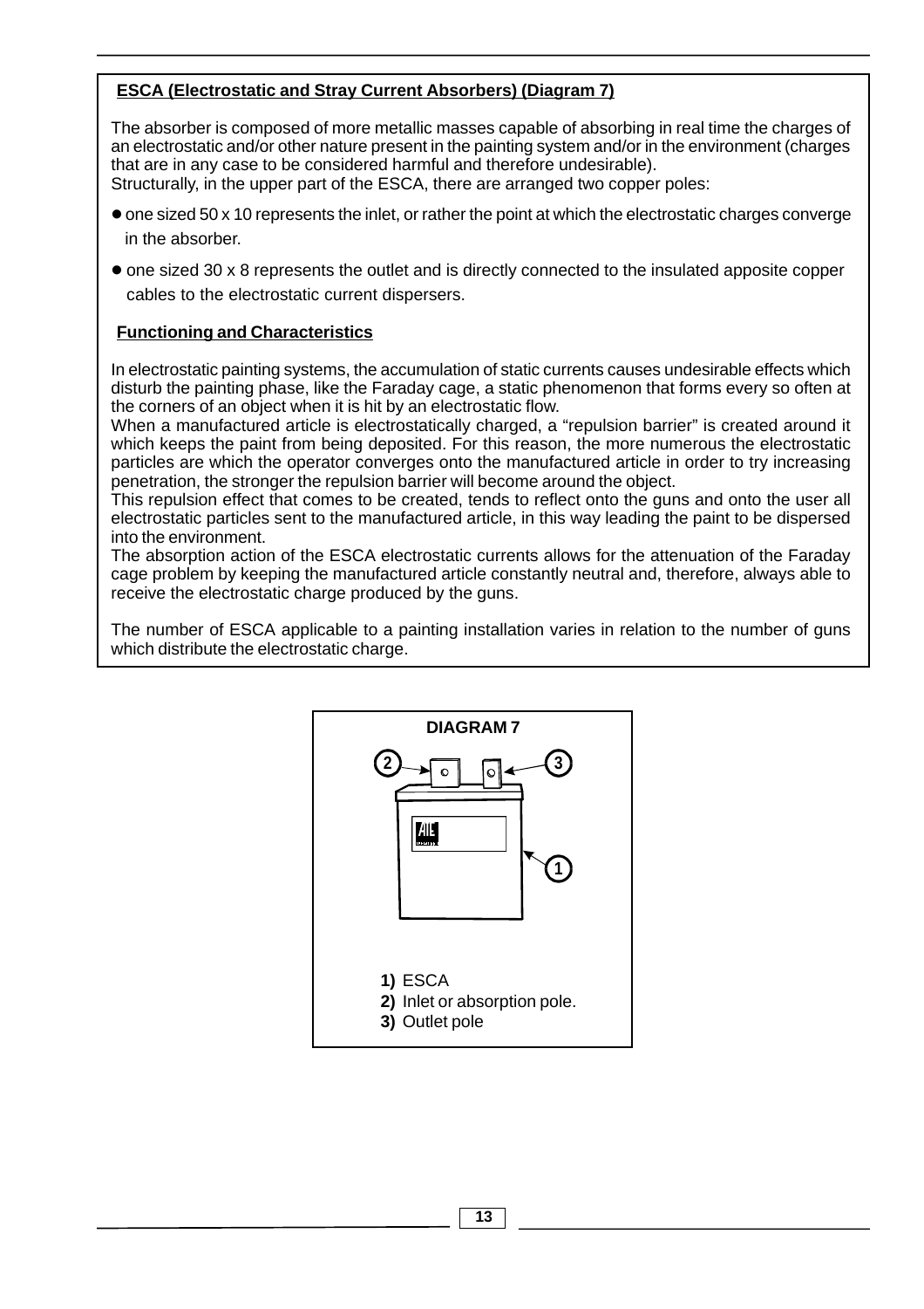### ESCA (Electrostatic and Stray Current Absorbers) (Diagram 7)

The absorber is composed of more metallic masses capable of absorbing in real time the charges of an electrostatic and/or other nature present in the painting system and/or in the environment (charges that are in any case to be considered harmful and therefore undesirable).
Structurally, in the upper part of the ESCA, there are arranged two copper poles:

- one sized 50 x 10 represents the inlet, or rather the point at which the electrostatic charges converge in the absorber.
- one sized 30 x 8 represents the outlet and is directly connected to the insulated apposite copper cables to the electrostatic current dispersers.

### Functioning and Characteristics

In electrostatic painting systems, the accumulation of static currents causes undesirable effects which disturb the painting phase, like the Faraday cage, a static phenomenon that forms every so often at the corners of an object when it is hit by an electrostatic flow.
When a manufactured article is electrostatically charged, a “repulsion barrier” is created around it which keeps the paint from being deposited. For this reason, the more numerous the electrostatic particles are which the operator converges onto the manufactured article in order to try increasing penetration, the stronger the repulsion barrier will become around the object.
This repulsion effect that comes to be created, tends to reflect onto the guns and onto the user all electrostatic particles sent to the manufactured article, in this way leading the paint to be dispersed into the environment.
The absorption action of the ESCA electrostatic currents allows for the attenuation of the Faraday cage problem by keeping the manufactured article constantly neutral and, therefore, always able to receive the electrostatic charge produced by the guns.

The number of ESCA applicable to a painting installation varies in relation to the number of guns which distribute the electrostatic charge.

**DIAGRAM 7**

**1)** ESCA
**2)** Inlet or absorption pole.
**3)** Outlet pole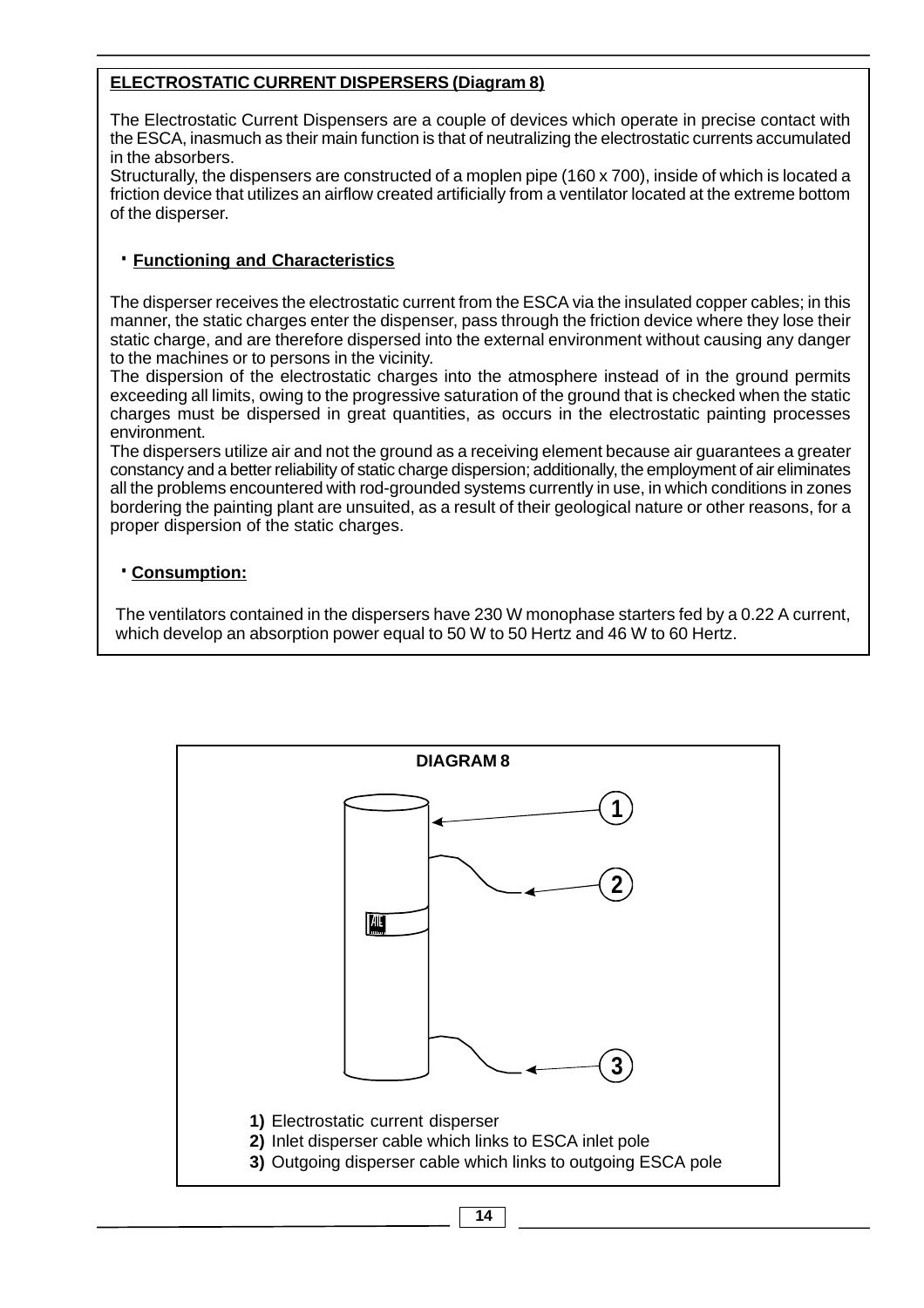## ELECTROSTATIC CURRENT DISPERSERS (Diagram 8)

The Electrostatic Current Dispensers are a couple of devices which operate in precise contact with the ESCA, inasmuch as their main function is that of neutralizing the electrostatic currents accumulated in the absorbers.
Structurally, the dispensers are constructed of a moplen pipe (160 x 700), inside of which is located a friction device that utilizes an airflow created artificially from a ventilator located at the extreme bottom of the disperser.

### · Functioning and Characteristics

The disperser receives the electrostatic current from the ESCA via the insulated copper cables; in this manner, the static charges enter the dispenser, pass through the friction device where they lose their static charge, and are therefore dispersed into the external environment without causing any danger to the machines or to persons in the vicinity.
The dispersion of the electrostatic charges into the atmosphere instead of in the ground permits exceeding all limits, owing to the progressive saturation of the ground that is checked when the static charges must be dispersed in great quantities, as occurs in the electrostatic painting processes environment.
The dispersers utilize air and not the ground as a receiving element because air guarantees a greater constancy and a better reliability of static charge dispersion; additionally, the employment of air eliminates all the problems encountered with rod-grounded systems currently in use, in which conditions in zones bordering the painting plant are unsuited, as a result of their geological nature or other reasons, for a proper dispersion of the static charges.

### · Consumption:

The ventilators contained in the dispersers have 230 W monophase starters fed by a 0.22 A current, which develop an absorption power equal to 50 W to 50 Hertz and 46 W to 60 Hertz.

**DIAGRAM 8**

**1)** Electrostatic current disperser
**2)** Inlet disperser cable which links to ESCA inlet pole
**3)** Outgoing disperser cable which links to outgoing ESCA pole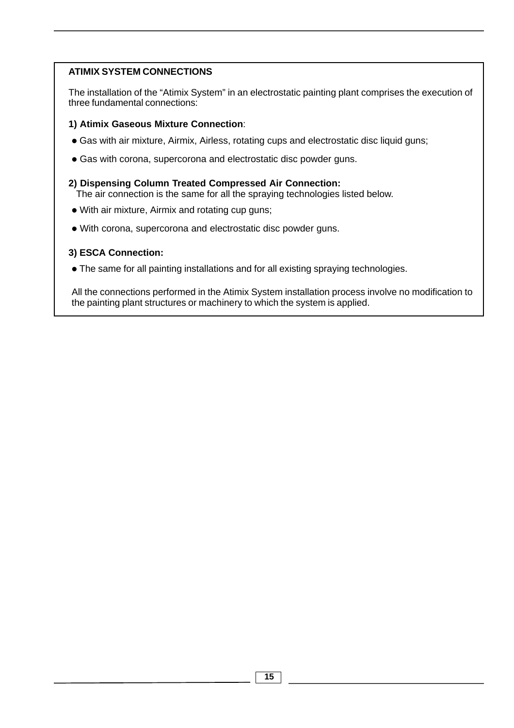## ATIMIX SYSTEM CONNECTIONS

The installation of the “Atimix System” in an electrostatic painting plant comprises the execution of three fundamental connections:

**1) Atimix Gaseous Mixture Connection**:

- Gas with air mixture, Airmix, Airless, rotating cups and electrostatic disc liquid guns;
- Gas with corona, supercorona and electrostatic disc powder guns.

**2) Dispensing Column Treated Compressed Air Connection:**
The air connection is the same for all the spraying technologies listed below.

- With air mixture, Airmix and rotating cup guns;
- With corona, supercorona and electrostatic disc powder guns.

**3) ESCA Connection:**

- The same for all painting installations and for all existing spraying technologies.

All the connections performed in the Atimix System installation process involve no modification to the painting plant structures or machinery to which the system is applied.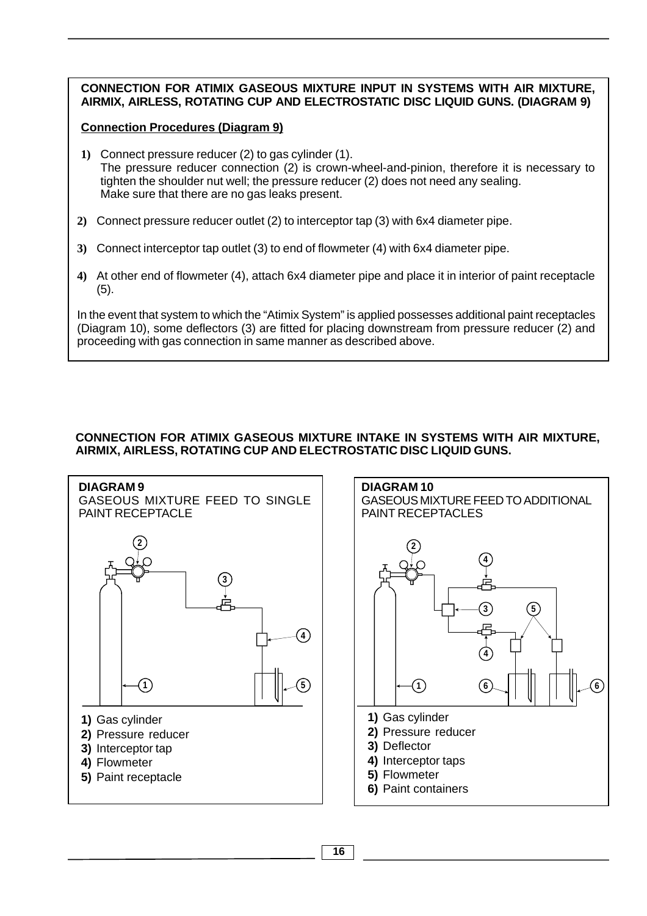**CONNECTION FOR ATIMIX GASEOUS MIXTURE INPUT IN SYSTEMS WITH AIR MIXTURE, AIRMIX, AIRLESS, ROTATING CUP AND ELECTROSTATIC DISC LIQUID GUNS. (DIAGRAM 9)**

**Connection Procedures (Diagram 9)**

1) Connect pressure reducer (2) to gas cylinder (1).
   The pressure reducer connection (2) is crown-wheel-and-pinion, therefore it is necessary to tighten the shoulder nut well; the pressure reducer (2) does not need any sealing.
   Make sure that there are no gas leaks present.

2) Connect pressure reducer outlet (2) to interceptor tap (3) with 6x4 diameter pipe.

3) Connect interceptor tap outlet (3) to end of flowmeter (4) with 6x4 diameter pipe.

4) At other end of flowmeter (4), attach 6x4 diameter pipe and place it in interior of paint receptacle (5).

In the event that system to which the "Atimix System" is applied possesses additional paint receptacles (Diagram 10), some deflectors (3) are fitted for placing downstream from pressure reducer (2) and proceeding with gas connection in same manner as described above.

**CONNECTION FOR ATIMIX GASEOUS MIXTURE INTAKE IN SYSTEMS WITH AIR MIXTURE, AIRMIX, AIRLESS, ROTATING CUP AND ELECTROSTATIC DISC LIQUID GUNS.**

**DIAGRAM 9**
GASEOUS MIXTURE FEED TO SINGLE PAINT RECEPTACLE

**1)** Gas cylinder
**2)** Pressure reducer
**3)** Interceptor tap
**4)** Flowmeter
**5)** Paint receptacle

**DIAGRAM 10**
GASEOUS MIXTURE FEED TO ADDITIONAL PAINT RECEPTACLES

**1)** Gas cylinder
**2)** Pressure reducer
**3)** Deflector
**4)** Interceptor taps
**5)** Flowmeter
**6)** Paint containers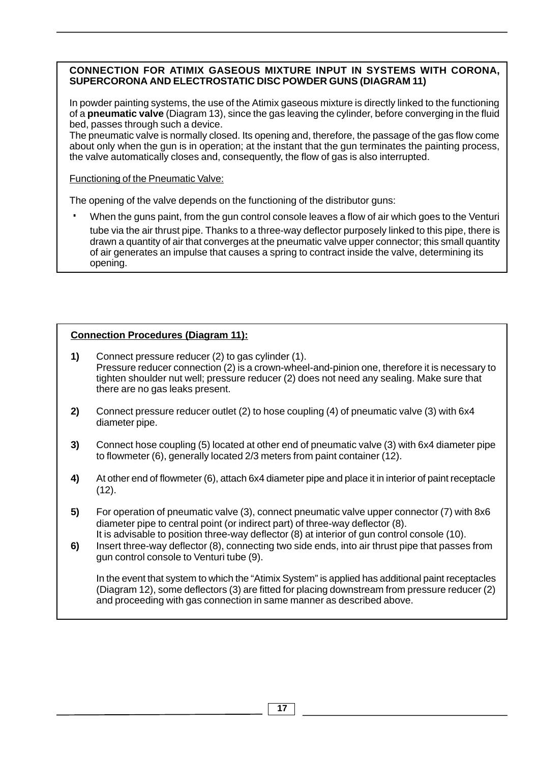## CONNECTION FOR ATIMIX GASEOUS MIXTURE INPUT IN SYSTEMS WITH CORONA, SUPERCORONA AND ELECTROSTATIC DISC POWDER GUNS (DIAGRAM 11)

In powder painting systems, the use of the Atimix gaseous mixture is directly linked to the functioning of a **pneumatic valve** (Diagram 13), since the gas leaving the cylinder, before converging in the fluid bed, passes through such a device.
The pneumatic valve is normally closed. Its opening and, therefore, the passage of the gas flow come about only when the gun is in operation; at the instant that the gun terminates the painting process, the valve automatically closes and, consequently, the flow of gas is also interrupted.

Functioning of the Pneumatic Valve:

The opening of the valve depends on the functioning of the distributor guns:

- When the guns paint, from the gun control console leaves a flow of air which goes to the Venturi tube via the air thrust pipe. Thanks to a three-way deflector purposely linked to this pipe, there is drawn a quantity of air that converges at the pneumatic valve upper connector; this small quantity of air generates an impulse that causes a spring to contract inside the valve, determining its opening.

**Connection Procedures (Diagram 11):**

**1)** Connect pressure reducer (2) to gas cylinder (1).
Pressure reducer connection (2) is a crown-wheel-and-pinion one, therefore it is necessary to tighten shoulder nut well; pressure reducer (2) does not need any sealing. Make sure that there are no gas leaks present.

**2)** Connect pressure reducer outlet (2) to hose coupling (4) of pneumatic valve (3) with 6x4 diameter pipe.

**3)** Connect hose coupling (5) located at other end of pneumatic valve (3) with 6x4 diameter pipe to flowmeter (6), generally located 2/3 meters from paint container (12).

**4)** At other end of flowmeter (6), attach 6x4 diameter pipe and place it in interior of paint receptacle (12).

**5)** For operation of pneumatic valve (3), connect pneumatic valve upper connector (7) with 8x6 diameter pipe to central point (or indirect part) of three-way deflector (8).
It is advisable to position three-way deflector (8) at interior of gun control console (10).

**6)** Insert three-way deflector (8), connecting two side ends, into air thrust pipe that passes from gun control console to Venturi tube (9).

In the event that system to which the "Atimix System" is applied has additional paint receptacles (Diagram 12), some deflectors (3) are fitted for placing downstream from pressure reducer (2) and proceeding with gas connection in same manner as described above.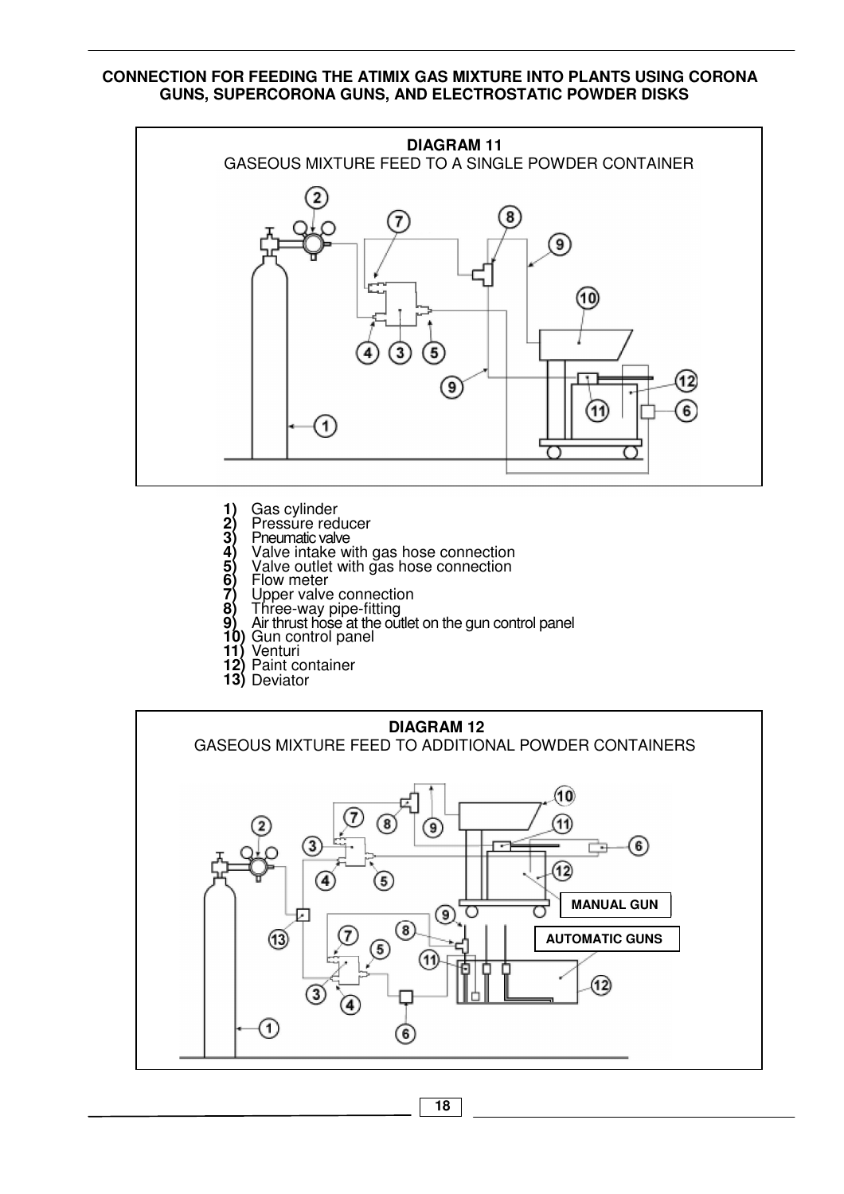**CONNECTION FOR FEEDING THE ATIMIX GAS MIXTURE INTO PLANTS USING CORONA GUNS, SUPERCORONA GUNS, AND ELECTROSTATIC POWDER DISKS**

**DIAGRAM 11**

GASEOUS MIXTURE FEED TO A SINGLE POWDER CONTAINER

1) Gas cylinder
2) Pressure reducer
3) Pneumatic valve
4) Valve intake with gas hose connection
5) Valve outlet with gas hose connection
6) Flow meter
7) Upper valve connection
8) Three-way pipe-fitting
9) Air thrust hose at the outlet on the gun control panel
10) Gun control panel
11) Venturi
12) Paint container
13) Deviator

**DIAGRAM 12**

GASEOUS MIXTURE FEED TO ADDITIONAL POWDER CONTAINERS

MANUAL GUN

AUTOMATIC GUNS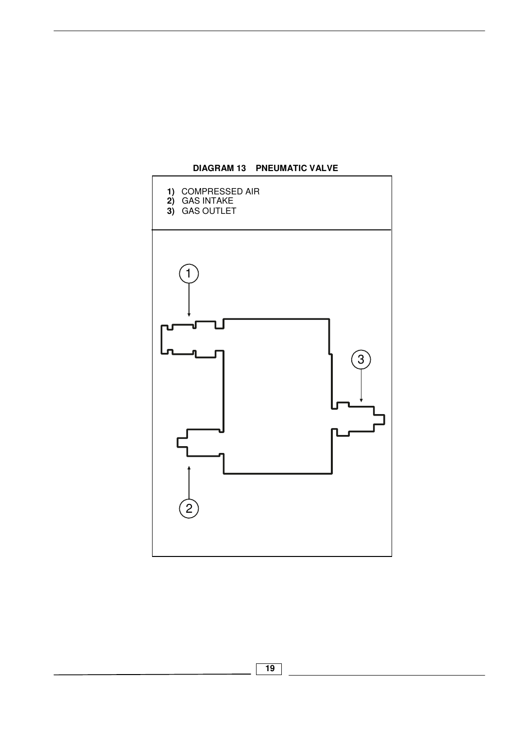**DIAGRAM 13 PNEUMATIC VALVE**

1) COMPRESSED AIR
2) GAS INTAKE
3) GAS OUTLET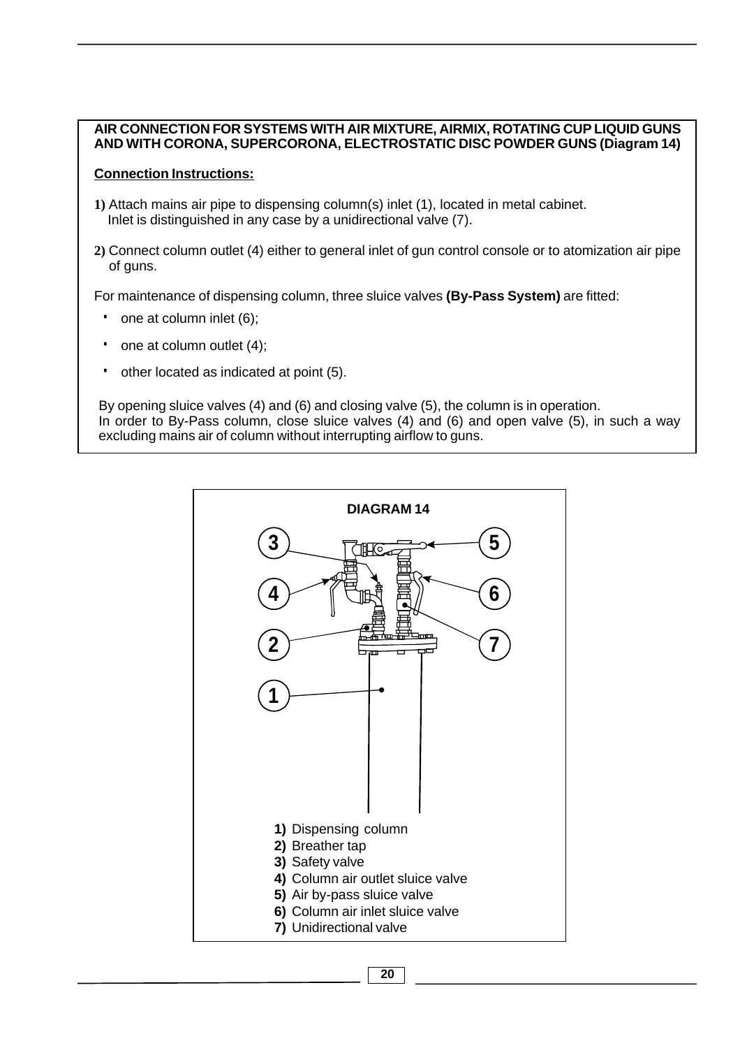**AIR CONNECTION FOR SYSTEMS WITH AIR MIXTURE, AIRMIX, ROTATING CUP LIQUID GUNS AND WITH CORONA, SUPERCORONA, ELECTROSTATIC DISC POWDER GUNS (Diagram 14)**

**Connection Instructions:**

**1)** Attach mains air pipe to dispensing column(s) inlet (1), located in metal cabinet. Inlet is distinguished in any case by a unidirectional valve (7).

**2)** Connect column outlet (4) either to general inlet of gun control console or to atomization air pipe of guns.

For maintenance of dispensing column, three sluice valves **(By-Pass System)** are fitted:

- one at column inlet (6);
- one at column outlet (4);
- other located as indicated at point (5).

By opening sluice valves (4) and (6) and closing valve (5), the column is in operation.
In order to By-Pass column, close sluice valves (4) and (6) and open valve (5), in such a way excluding mains air of column without interrupting airflow to guns.

**DIAGRAM 14**

**1)** Dispensing column
**2)** Breather tap
**3)** Safety valve
**4)** Column air outlet sluice valve
**5)** Air by-pass sluice valve
**6)** Column air inlet sluice valve
**7)** Unidirectional valve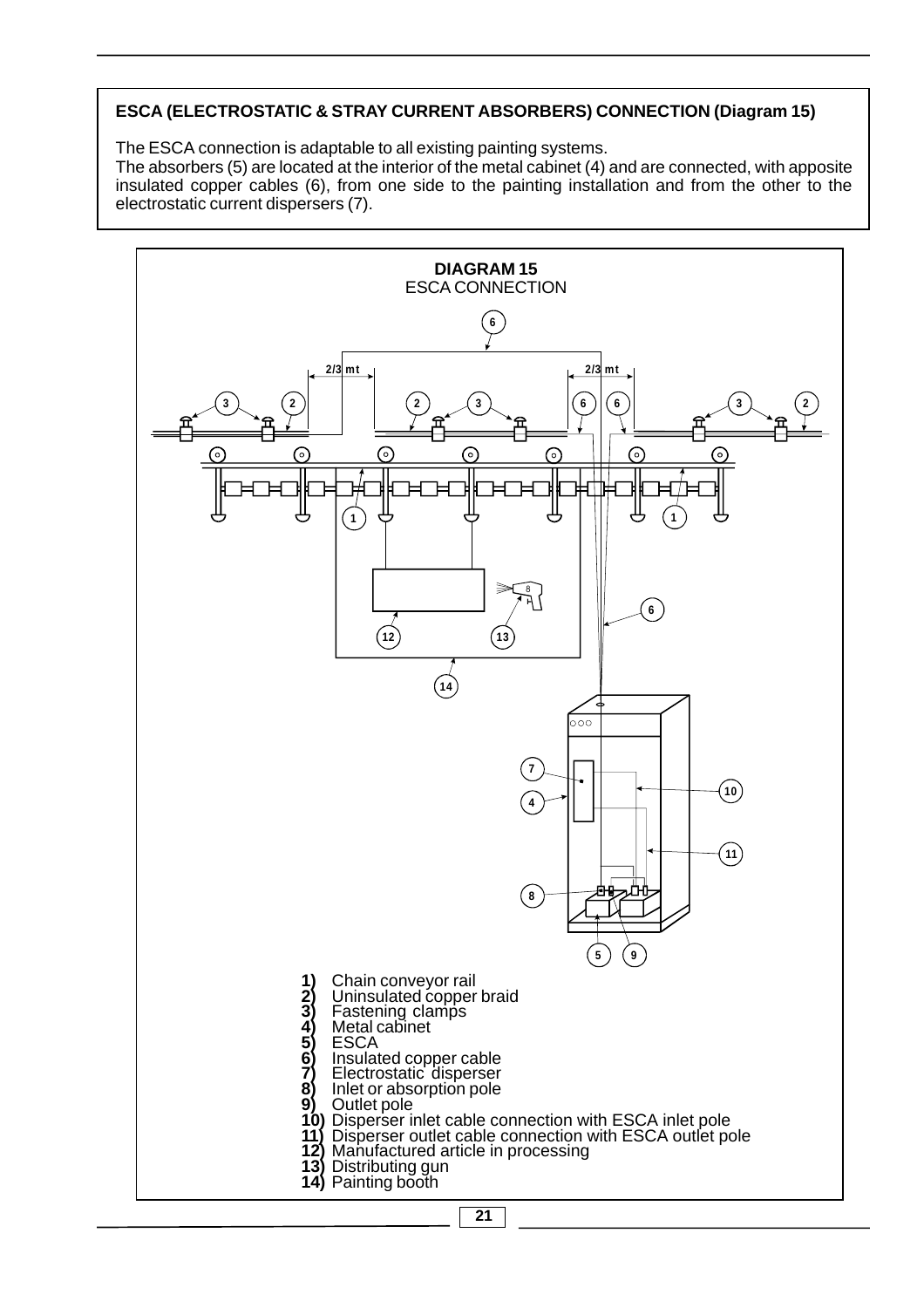## ESCA (ELECTROSTATIC & STRAY CURRENT ABSORBERS) CONNECTION (Diagram 15)

The ESCA connection is adaptable to all existing painting systems.
The absorbers (5) are located at the interior of the metal cabinet (4) and are connected, with apposite insulated copper cables (6), from one side to the painting installation and from the other to the electrostatic current dispersers (7).

**DIAGRAM 15**
ESCA CONNECTION

2/3 mt

2/3 mt

**1)** Chain conveyor rail
**2)** Uninsulated copper braid
**3)** Fastening clamps
**4)** Metal cabinet
**5)** ESCA
**6)** Insulated copper cable
**7)** Electrostatic disperser
**8)** Inlet or absorption pole
**9)** Outlet pole
**10)** Disperser inlet cable connection with ESCA inlet pole
**11)** Disperser outlet cable connection with ESCA outlet pole
**12)** Manufactured article in processing
**13)** Distributing gun
**14)** Painting booth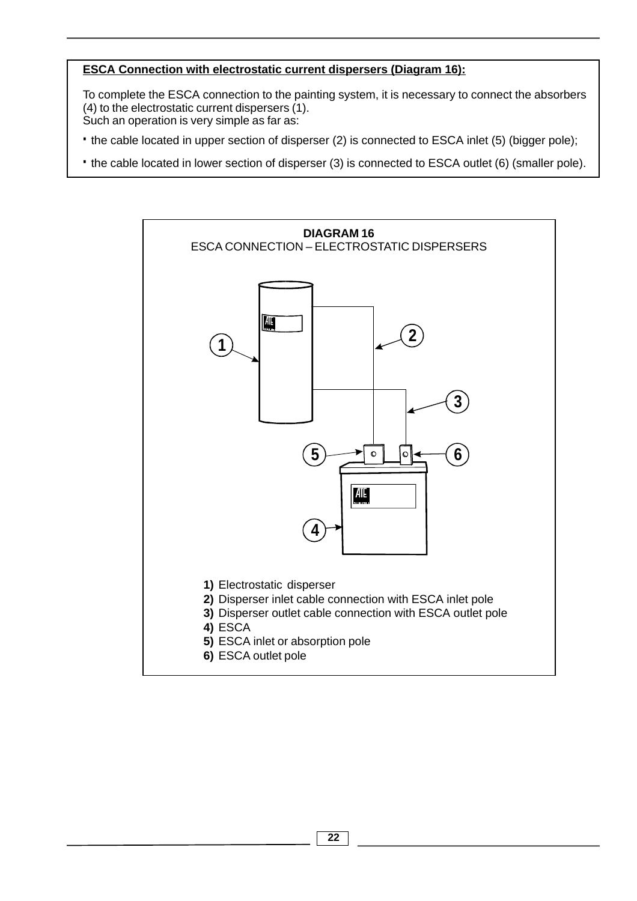**ESCA Connection with electrostatic current dispersers (Diagram 16):**

To complete the ESCA connection to the painting system, it is necessary to connect the absorbers (4) to the electrostatic current dispersers (1).
Such an operation is very simple as far as:

- the cable located in upper section of disperser (2) is connected to ESCA inlet (5) (bigger pole);
- the cable located in lower section of disperser (3) is connected to ESCA outlet (6) (smaller pole).

**DIAGRAM 16**
ESCA CONNECTION – ELECTROSTATIC DISPERSERS

**1)** Electrostatic disperser
**2)** Disperser inlet cable connection with ESCA inlet pole
**3)** Disperser outlet cable connection with ESCA outlet pole
**4)** ESCA
**5)** ESCA inlet or absorption pole
**6)** ESCA outlet pole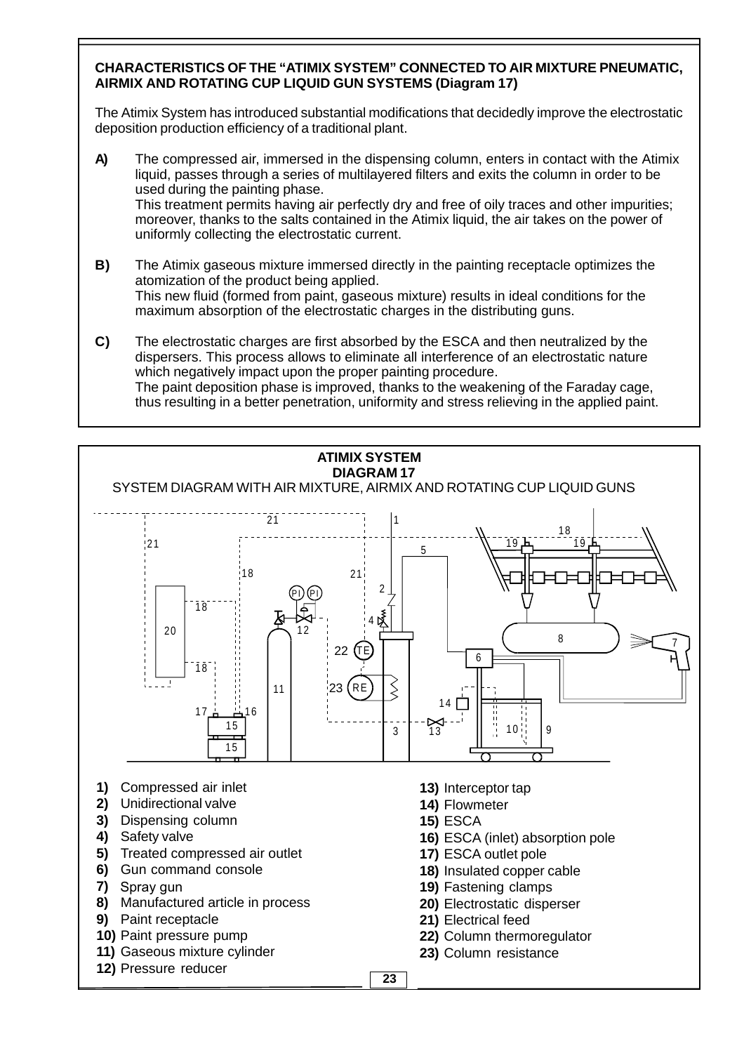**CHARACTERISTICS OF THE "ATIMIX SYSTEM" CONNECTED TO AIR MIXTURE PNEUMATIC, AIRMIX AND ROTATING CUP LIQUID GUN SYSTEMS (Diagram 17)**

The Atimix System has introduced substantial modifications that decidedly improve the electrostatic deposition production efficiency of a traditional plant.

**A)** The compressed air, immersed in the dispensing column, enters in contact with the Atimix liquid, passes through a series of multilayered filters and exits the column in order to be used during the painting phase.
This treatment permits having air perfectly dry and free of oily traces and other impurities; moreover, thanks to the salts contained in the Atimix liquid, the air takes on the power of uniformly collecting the electrostatic current.

**B)** The Atimix gaseous mixture immersed directly in the painting receptacle optimizes the atomization of the product being applied.
This new fluid (formed from paint, gaseous mixture) results in ideal conditions for the maximum absorption of the electrostatic charges in the distributing guns.

**C)** The electrostatic charges are first absorbed by the ESCA and then neutralized by the dispersers. This process allows to eliminate all interference of an electrostatic nature which negatively impact upon the proper painting procedure.
The paint deposition phase is improved, thanks to the weakening of the Faraday cage, thus resulting in a better penetration, uniformity and stress relieving in the applied paint.

**ATIMIX SYSTEM**
**DIAGRAM 17**
SYSTEM DIAGRAM WITH AIR MIXTURE, AIRMIX AND ROTATING CUP LIQUID GUNS

- **1)** Compressed air inlet
- **2)** Unidirectional valve
- **3)** Dispensing column
- **4)** Safety valve
- **5)** Treated compressed air outlet
- **6)** Gun command console
- **7)** Spray gun
- **8)** Manufactured article in process
- **9)** Paint receptacle
- **10)** Paint pressure pump
- **11)** Gaseous mixture cylinder
- **12)** Pressure reducer
- **13)** Interceptor tap
- **14)** Flowmeter
- **15)** ESCA
- **16)** ESCA (inlet) absorption pole
- **17)** ESCA outlet pole
- **18)** Insulated copper cable
- **19)** Fastening clamps
- **20)** Electrostatic disperser
- **21)** Electrical feed
- **22)** Column thermoregulator
- **23)** Column resistance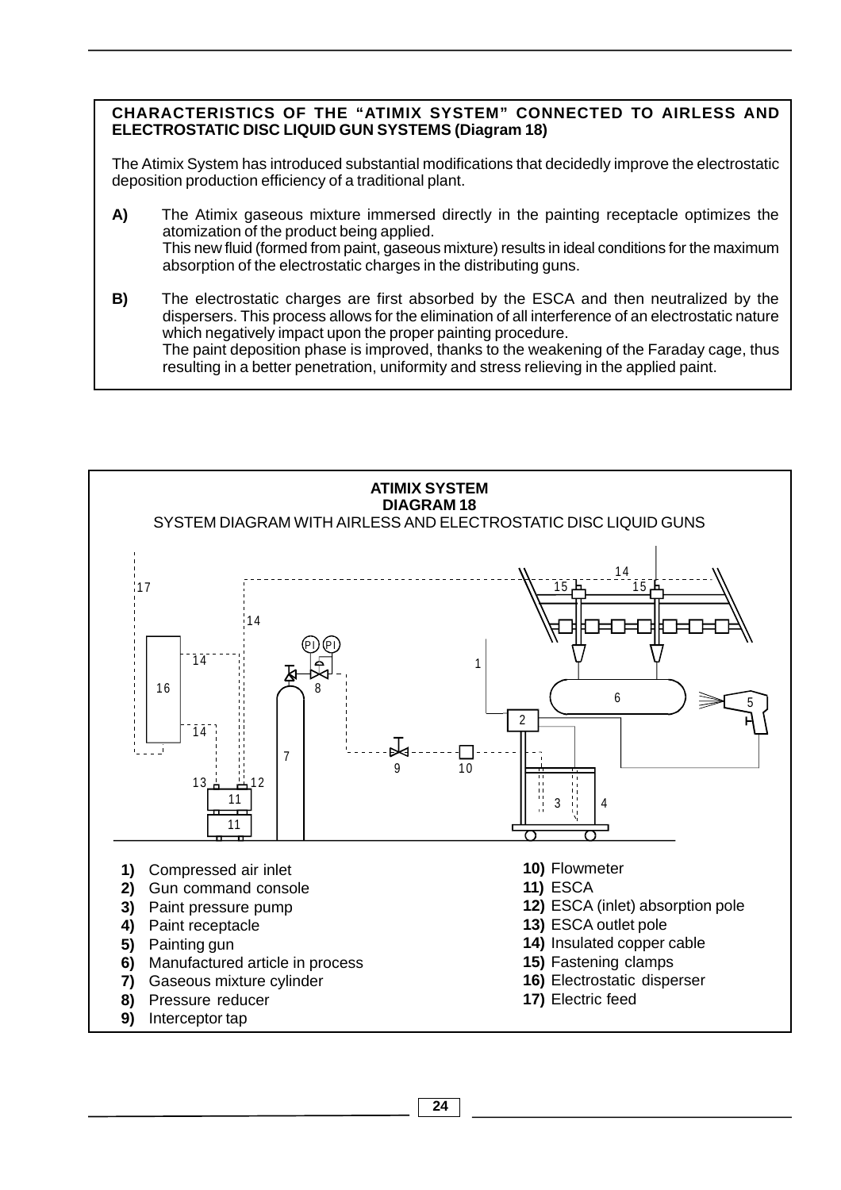**CHARACTERISTICS OF THE "ATIMIX SYSTEM" CONNECTED TO AIRLESS AND ELECTROSTATIC DISC LIQUID GUN SYSTEMS (Diagram 18)**

The Atimix System has introduced substantial modifications that decidedly improve the electrostatic deposition production efficiency of a traditional plant.

**A)** The Atimix gaseous mixture immersed directly in the painting receptacle optimizes the atomization of the product being applied.
This new fluid (formed from paint, gaseous mixture) results in ideal conditions for the maximum absorption of the electrostatic charges in the distributing guns.

**B)** The electrostatic charges are first absorbed by the ESCA and then neutralized by the dispersers. This process allows for the elimination of all interference of an electrostatic nature which negatively impact upon the proper painting procedure.
The paint deposition phase is improved, thanks to the weakening of the Faraday cage, thus resulting in a better penetration, uniformity and stress relieving in the applied paint.

**ATIMIX SYSTEM**
**DIAGRAM 18**
SYSTEM DIAGRAM WITH AIRLESS AND ELECTROSTATIC DISC LIQUID GUNS

**1)** Compressed air inlet
**2)** Gun command console
**3)** Paint pressure pump
**4)** Paint receptacle
**5)** Painting gun
**6)** Manufactured article in process
**7)** Gaseous mixture cylinder
**8)** Pressure reducer
**9)** Interceptor tap
**10)** Flowmeter
**11)** ESCA
**12)** ESCA (inlet) absorption pole
**13)** ESCA outlet pole
**14)** Insulated copper cable
**15)** Fastening clamps
**16)** Electrostatic disperser
**17)** Electric feed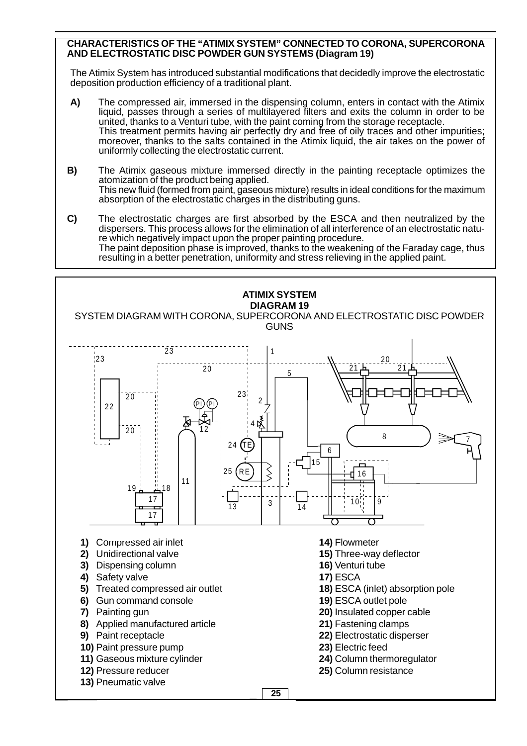**CHARACTERISTICS OF THE "ATIMIX SYSTEM" CONNECTED TO CORONA, SUPERCORONA AND ELECTROSTATIC DISC POWDER GUN SYSTEMS (Diagram 19)**

The Atimix System has introduced substantial modifications that decidedly improve the electrostatic deposition production efficiency of a traditional plant.

**A)** The compressed air, immersed in the dispensing column, enters in contact with the Atimix liquid, passes through a series of multilayered filters and exits the column in order to be united, thanks to a Venturi tube, with the paint coming from the storage receptacle.
This treatment permits having air perfectly dry and free of oily traces and other impurities; moreover, thanks to the salts contained in the Atimix liquid, the air takes on the power of uniformly collecting the electrostatic current.

**B)** The Atimix gaseous mixture immersed directly in the painting receptacle optimizes the atomization of the product being applied.
This new fluid (formed from paint, gaseous mixture) results in ideal conditions for the maximum absorption of the electrostatic charges in the distributing guns.

**C)** The electrostatic charges are first absorbed by the ESCA and then neutralized by the dispersers. This process allows for the elimination of all interference of an electrostatic nature which negatively impact upon the proper painting procedure.
The paint deposition phase is improved, thanks to the weakening of the Faraday cage, thus resulting in a better penetration, uniformity and stress relieving in the applied paint.

**ATIMIX SYSTEM**
**DIAGRAM 19**
SYSTEM DIAGRAM WITH CORONA, SUPERCORONA AND ELECTROSTATIC DISC POWDER GUNS

1) Compressed air inlet
2) Unidirectional valve
3) Dispensing column
4) Safety valve
5) Treated compressed air outlet
6) Gun command console
7) Painting gun
8) Applied manufactured article
9) Paint receptacle
10) Paint pressure pump
11) Gaseous mixture cylinder
12) Pressure reducer
13) Pneumatic valve
14) Flowmeter
15) Three-way deflector
16) Venturi tube
17) ESCA
18) ESCA (inlet) absorption pole
19) ESCA outlet pole
20) Insulated copper cable
21) Fastening clamps
22) Electrostatic disperser
23) Electric feed
24) Column thermoregulator
25) Column resistance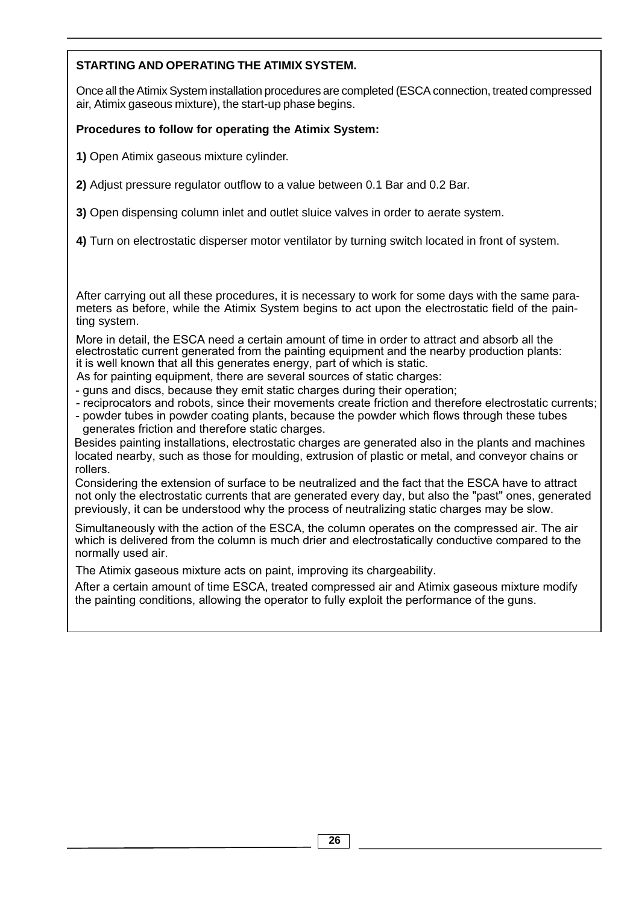## STARTING AND OPERATING THE ATIMIX SYSTEM.

Once all the Atimix System installation procedures are completed (ESCA connection, treated compressed air, Atimix gaseous mixture), the start-up phase begins.

**Procedures to follow for operating the Atimix System:**

**1)** Open Atimix gaseous mixture cylinder.

**2)** Adjust pressure regulator outflow to a value between 0.1 Bar and 0.2 Bar.

**3)** Open dispensing column inlet and outlet sluice valves in order to aerate system.

**4)** Turn on electrostatic disperser motor ventilator by turning switch located in front of system.

After carrying out all these procedures, it is necessary to work for some days with the same parameters as before, while the Atimix System begins to act upon the electrostatic field of the painting system.

More in detail, the ESCA need a certain amount of time in order to attract and absorb all the electrostatic current generated from the painting equipment and the nearby production plants: it is well known that all this generates energy, part of which is static.
As for painting equipment, there are several sources of static charges:

- guns and discs, because they emit static charges during their operation;
- reciprocators and robots, since their movements create friction and therefore electrostatic currents;
- powder tubes in powder coating plants, because the powder which flows through these tubes generates friction and therefore static charges.

Besides painting installations, electrostatic charges are generated also in the plants and machines located nearby, such as those for moulding, extrusion of plastic or metal, and conveyor chains or rollers.
Considering the extension of surface to be neutralized and the fact that the ESCA have to attract not only the electrostatic currents that are generated every day, but also the "past" ones, generated previously, it can be understood why the process of neutralizing static charges may be slow.

Simultaneously with the action of the ESCA, the column operates on the compressed air. The air which is delivered from the column is much drier and electrostatically conductive compared to the normally used air.

The Atimix gaseous mixture acts on paint, improving its chargeability.

After a certain amount of time ESCA, treated compressed air and Atimix gaseous mixture modify the painting conditions, allowing the operator to fully exploit the performance of the guns.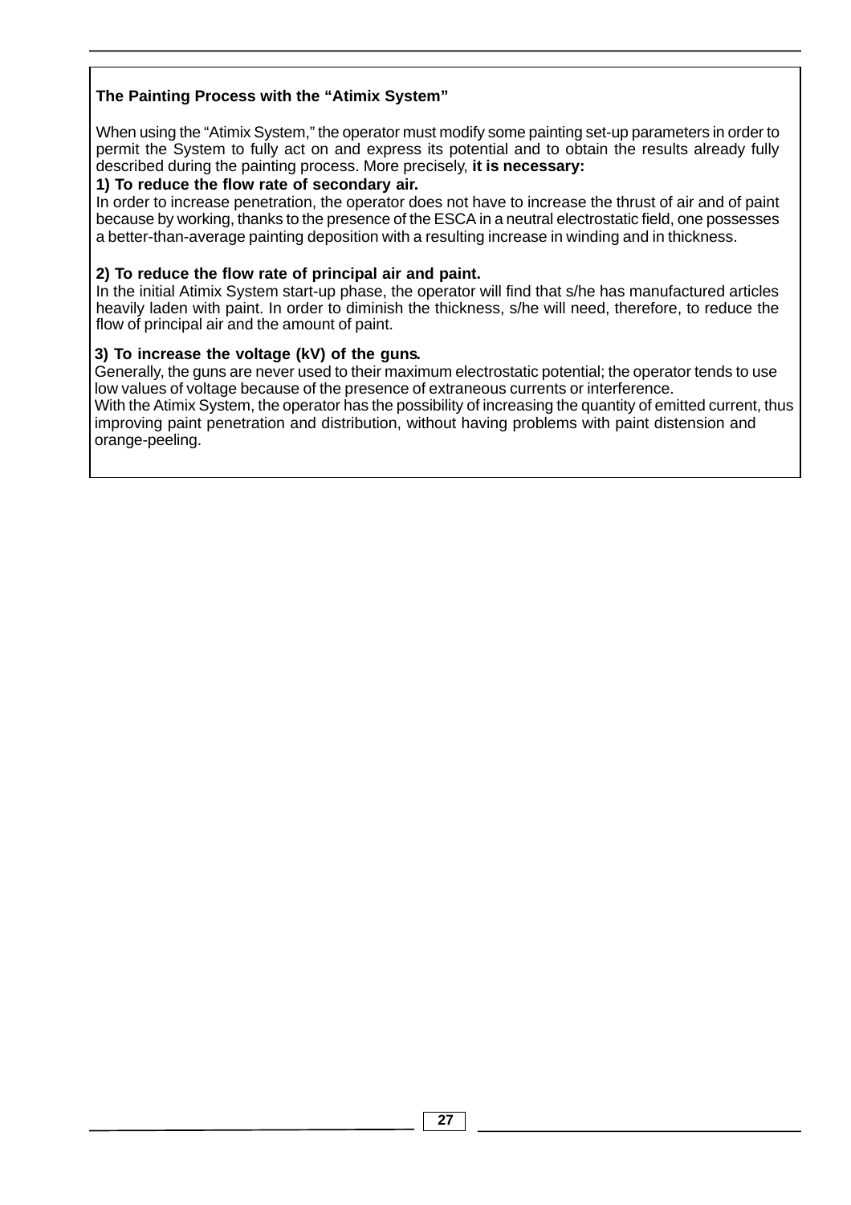### The Painting Process with the "Atimix System"

When using the "Atimix System," the operator must modify some painting set-up parameters in order to permit the System to fully act on and express its potential and to obtain the results already fully described during the painting process. More precisely, **it is necessary:**

**1) To reduce the flow rate of secondary air.**

In order to increase penetration, the operator does not have to increase the thrust of air and of paint because by working, thanks to the presence of the ESCA in a neutral electrostatic field, one possesses a better-than-average painting deposition with a resulting increase in winding and in thickness.

**2) To reduce the flow rate of principal air and paint.**

In the initial Atimix System start-up phase, the operator will find that s/he has manufactured articles heavily laden with paint. In order to diminish the thickness, s/he will need, therefore, to reduce the flow of principal air and the amount of paint.

**3) To increase the voltage (kV) of the guns.**

Generally, the guns are never used to their maximum electrostatic potential; the operator tends to use low values of voltage because of the presence of extraneous currents or interference.

With the Atimix System, the operator has the possibility of increasing the quantity of emitted current, thus improving paint penetration and distribution, without having problems with paint distension and orange-peeling.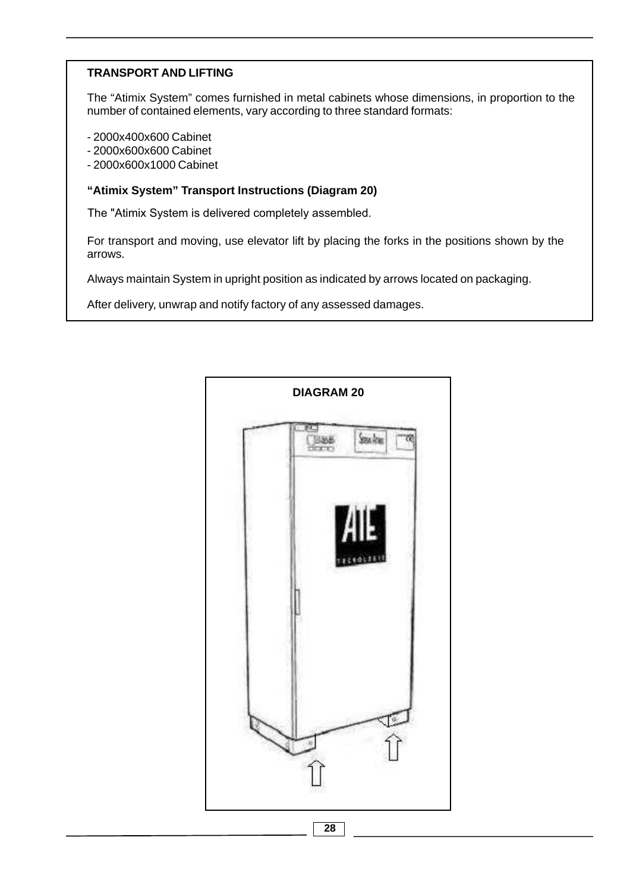## TRANSPORT AND LIFTING

The “Atimix System” comes furnished in metal cabinets whose dimensions, in proportion to the number of contained elements, vary according to three standard formats:

- 2000x400x600 Cabinet
- 2000x600x600 Cabinet
- 2000x600x1000 Cabinet

### “Atimix System” Transport Instructions (Diagram 20)

The "Atimix System is delivered completely assembled.

For transport and moving, use elevator lift by placing the forks in the positions shown by the arrows.

Always maintain System in upright position as indicated by arrows located on packaging.

After delivery, unwrap and notify factory of any assessed damages.

**DIAGRAM 20**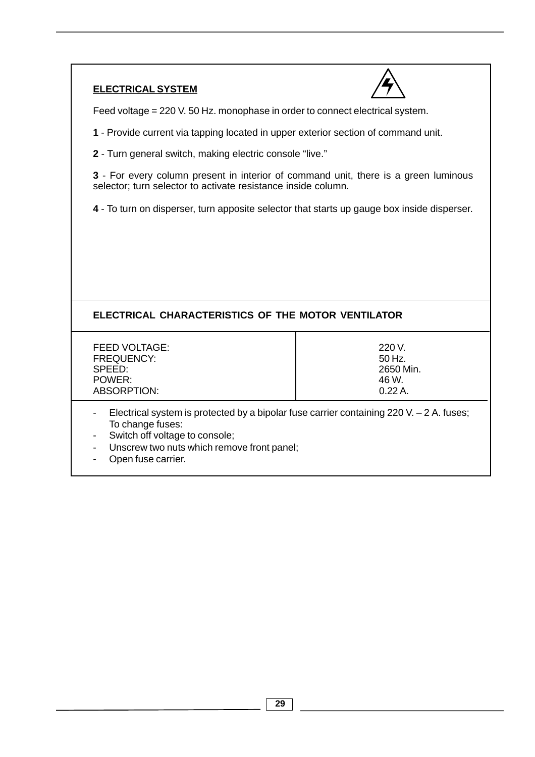## ELECTRICAL SYSTEM

Feed voltage = 220 V. 50 Hz. monophase in order to connect electrical system.

**1** - Provide current via tapping located in upper exterior section of command unit.

**2** - Turn general switch, making electric console "live."

**3** - For every column present in interior of command unit, there is a green luminous selector; turn selector to activate resistance inside column.

**4** - To turn on disperser, turn apposite selector that starts up gauge box inside disperser.

## ELECTRICAL CHARACTERISTICS OF THE MOTOR VENTILATOR

| | |
|---|---|
| FEED VOLTAGE: | 220 V. |
| FREQUENCY: | 50 Hz. |
| SPEED: | 2650 Min. |
| POWER: | 46 W. |
| ABSORPTION: | 0.22 A. |

- Electrical system is protected by a bipolar fuse carrier containing 220 V. – 2 A. fuses; To change fuses:
- Switch off voltage to console;
- Unscrew two nuts which remove front panel;
- Open fuse carrier.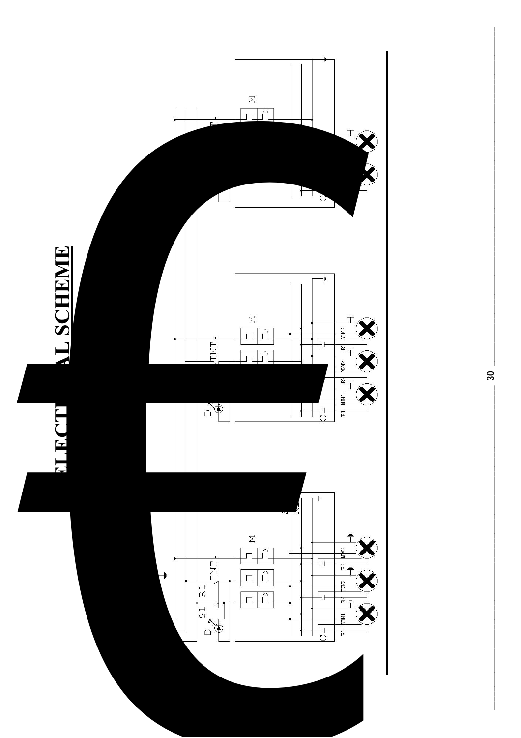# ELECTRICAL SCHEME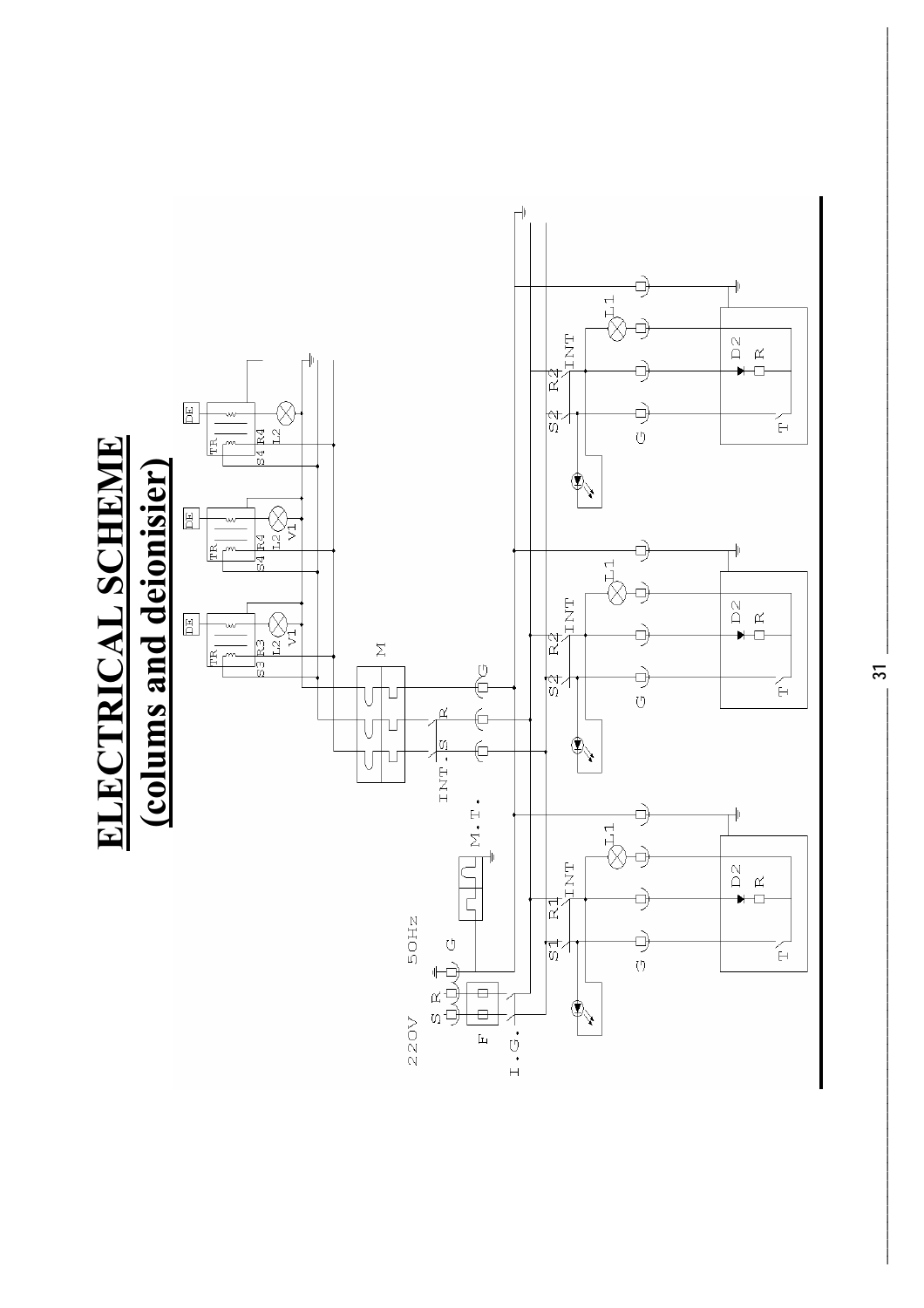# ELECTRICAL SCHEME
## (colums and deionisier)

220V 50Hz

S R G

F

I.G.

M.T.

INT. S R

G

M

TR DE S3 R3 L2 V1

TR DE S4 R4 L2 V1

TR DE S4 R4 L2

S1 R1 INT L1

G D2 R T

S2 R2 INT L1

G D2 R T

S2 R2 INT L1

G D2 R T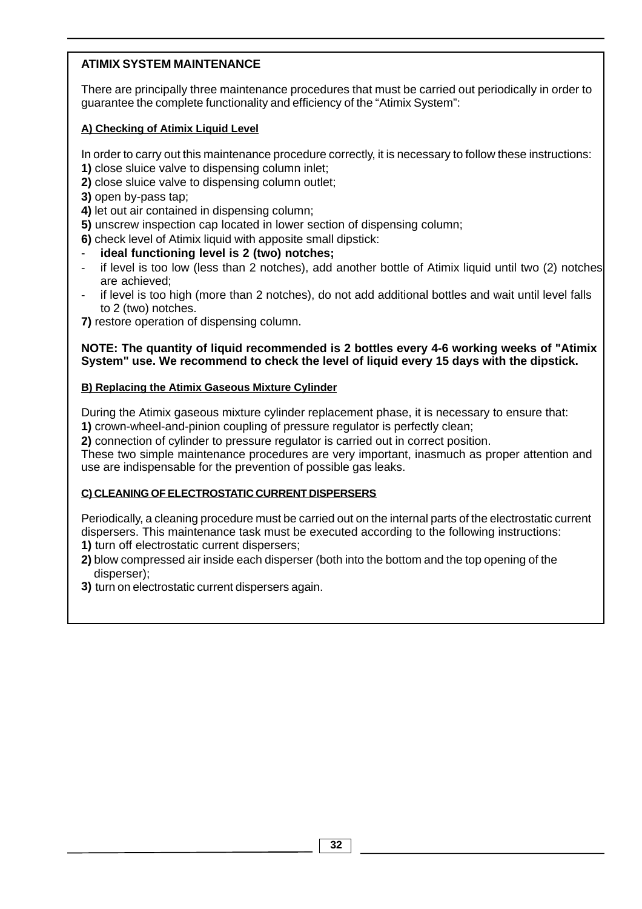## ATIMIX SYSTEM MAINTENANCE

There are principally three maintenance procedures that must be carried out periodically in order to guarantee the complete functionality and efficiency of the “Atimix System”:

### A) Checking of Atimix Liquid Level

In order to carry out this maintenance procedure correctly, it is necessary to follow these instructions:

**1)** close sluice valve to dispensing column inlet;
**2)** close sluice valve to dispensing column outlet;
**3)** open by-pass tap;
**4)** let out air contained in dispensing column;
**5)** unscrew inspection cap located in lower section of dispensing column;
**6)** check level of Atimix liquid with apposite small dipstick:

- **ideal functioning level is 2 (two) notches;**
- if level is too low (less than 2 notches), add another bottle of Atimix liquid until two (2) notches are achieved;
- if level is too high (more than 2 notches), do not add additional bottles and wait until level falls to 2 (two) notches.

**7)** restore operation of dispensing column.

**NOTE: The quantity of liquid recommended is 2 bottles every 4-6 working weeks of "Atimix System" use. We recommend to check the level of liquid every 15 days with the dipstick.**

### B) Replacing the Atimix Gaseous Mixture Cylinder

During the Atimix gaseous mixture cylinder replacement phase, it is necessary to ensure that:

**1)** crown-wheel-and-pinion coupling of pressure regulator is perfectly clean;
**2)** connection of cylinder to pressure regulator is carried out in correct position.

These two simple maintenance procedures are very important, inasmuch as proper attention and use are indispensable for the prevention of possible gas leaks.

### C) CLEANING OF ELECTROSTATIC CURRENT DISPERSERS

Periodically, a cleaning procedure must be carried out on the internal parts of the electrostatic current dispersers. This maintenance task must be executed according to the following instructions:

**1)** turn off electrostatic current dispersers;
**2)** blow compressed air inside each disperser (both into the bottom and the top opening of the disperser);
**3)** turn on electrostatic current dispersers again.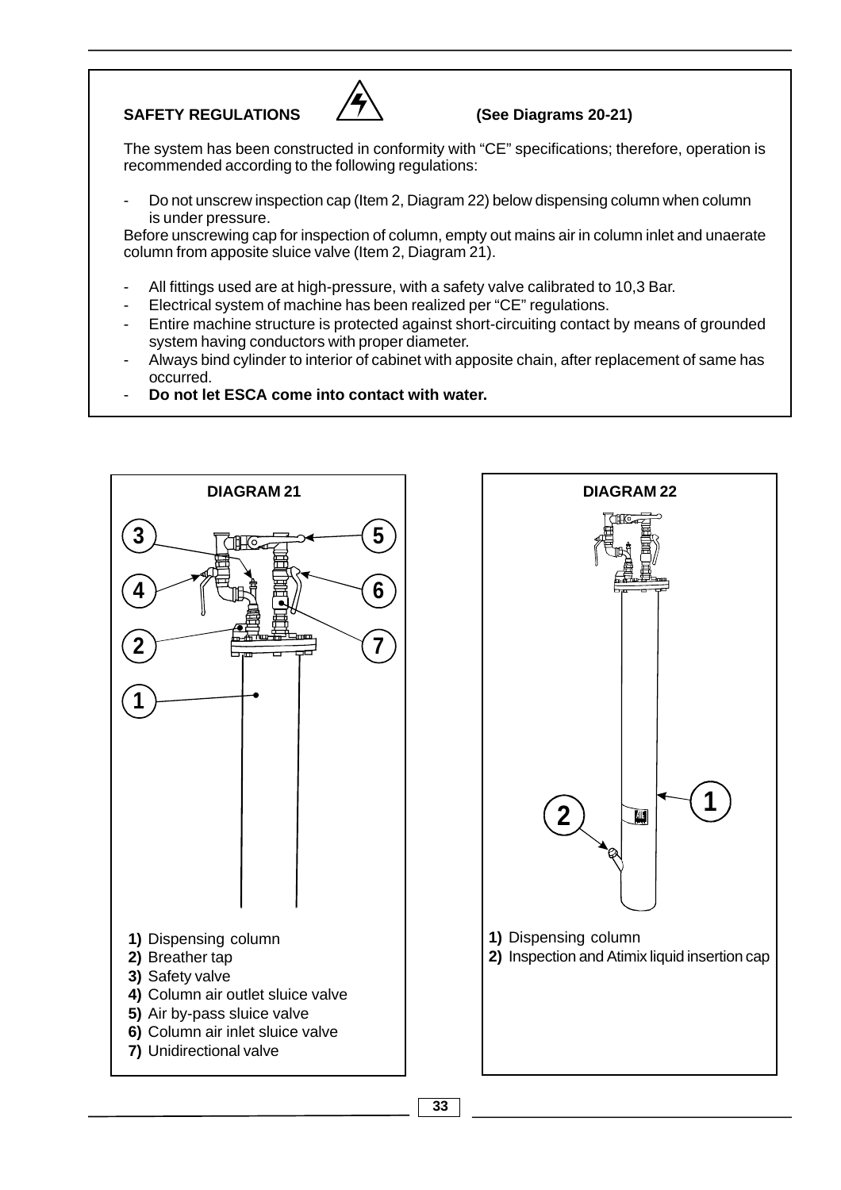## SAFETY REGULATIONS (See Diagrams 20-21)

The system has been constructed in conformity with "CE" specifications; therefore, operation is recommended according to the following regulations:

- Do not unscrew inspection cap (Item 2, Diagram 22) below dispensing column when column is under pressure.

Before unscrewing cap for inspection of column, empty out mains air in column inlet and unaerate column from apposite sluice valve (Item 2, Diagram 21).

- All fittings used are at high-pressure, with a safety valve calibrated to 10,3 Bar.
- Electrical system of machine has been realized per "CE" regulations.
- Entire machine structure is protected against short-circuiting contact by means of grounded system having conductors with proper diameter.
- Always bind cylinder to interior of cabinet with apposite chain, after replacement of same has occurred.
- **Do not let ESCA come into contact with water.**

**DIAGRAM 21**

**1)** Dispensing column
**2)** Breather tap
**3)** Safety valve
**4)** Column air outlet sluice valve
**5)** Air by-pass sluice valve
**6)** Column air inlet sluice valve
**7)** Unidirectional valve

**DIAGRAM 22**

**1)** Dispensing column
**2)** Inspection and Atimix liquid insertion cap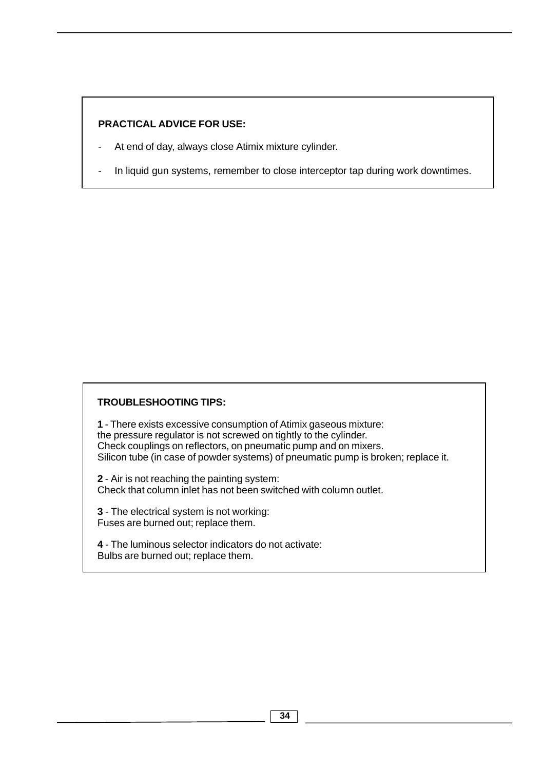**PRACTICAL ADVICE FOR USE:**

- At end of day, always close Atimix mixture cylinder.
- In liquid gun systems, remember to close interceptor tap during work downtimes.

**TROUBLESHOOTING TIPS:**

**1** - There exists excessive consumption of Atimix gaseous mixture:
the pressure regulator is not screwed on tightly to the cylinder.
Check couplings on reflectors, on pneumatic pump and on mixers.
Silicon tube (in case of powder systems) of pneumatic pump is broken; replace it.

**2** - Air is not reaching the painting system:
Check that column inlet has not been switched with column outlet.

**3** - The electrical system is not working:
Fuses are burned out; replace them.

**4** - The luminous selector indicators do not activate:
Bulbs are burned out; replace them.